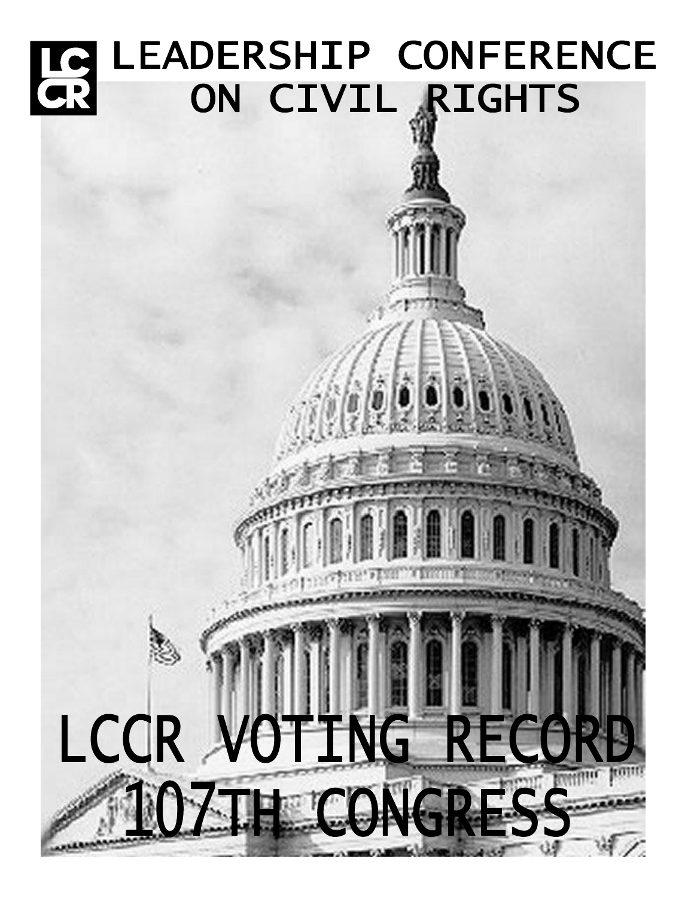LCCR

# LEADERSHIP CONFERENCE ON CIVIL RIGHTS

# LCCR VOTING RECORD 107TH CONGRESS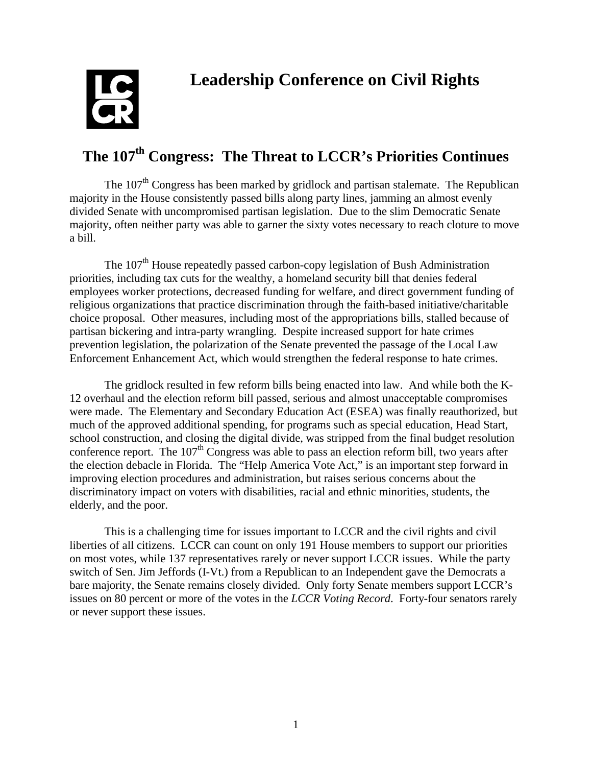# Leadership Conference on Civil Rights

## The 107th Congress: The Threat to LCCR's Priorities Continues

The 107th Congress has been marked by gridlock and partisan stalemate. The Republican majority in the House consistently passed bills along party lines, jamming an almost evenly divided Senate with uncompromised partisan legislation. Due to the slim Democratic Senate majority, often neither party was able to garner the sixty votes necessary to reach cloture to move a bill.

The 107th House repeatedly passed carbon-copy legislation of Bush Administration priorities, including tax cuts for the wealthy, a homeland security bill that denies federal employees worker protections, decreased funding for welfare, and direct government funding of religious organizations that practice discrimination through the faith-based initiative/charitable choice proposal. Other measures, including most of the appropriations bills, stalled because of partisan bickering and intra-party wrangling. Despite increased support for hate crimes prevention legislation, the polarization of the Senate prevented the passage of the Local Law Enforcement Enhancement Act, which would strengthen the federal response to hate crimes.

The gridlock resulted in few reform bills being enacted into law. And while both the K-12 overhaul and the election reform bill passed, serious and almost unacceptable compromises were made. The Elementary and Secondary Education Act (ESEA) was finally reauthorized, but much of the approved additional spending, for programs such as special education, Head Start, school construction, and closing the digital divide, was stripped from the final budget resolution conference report. The 107th Congress was able to pass an election reform bill, two years after the election debacle in Florida. The "Help America Vote Act," is an important step forward in improving election procedures and administration, but raises serious concerns about the discriminatory impact on voters with disabilities, racial and ethnic minorities, students, the elderly, and the poor.

This is a challenging time for issues important to LCCR and the civil rights and civil liberties of all citizens. LCCR can count on only 191 House members to support our priorities on most votes, while 137 representatives rarely or never support LCCR issues. While the party switch of Sen. Jim Jeffords (I-Vt.) from a Republican to an Independent gave the Democrats a bare majority, the Senate remains closely divided. Only forty Senate members support LCCR's issues on 80 percent or more of the votes in the *LCCR Voting Record*. Forty-four senators rarely or never support these issues.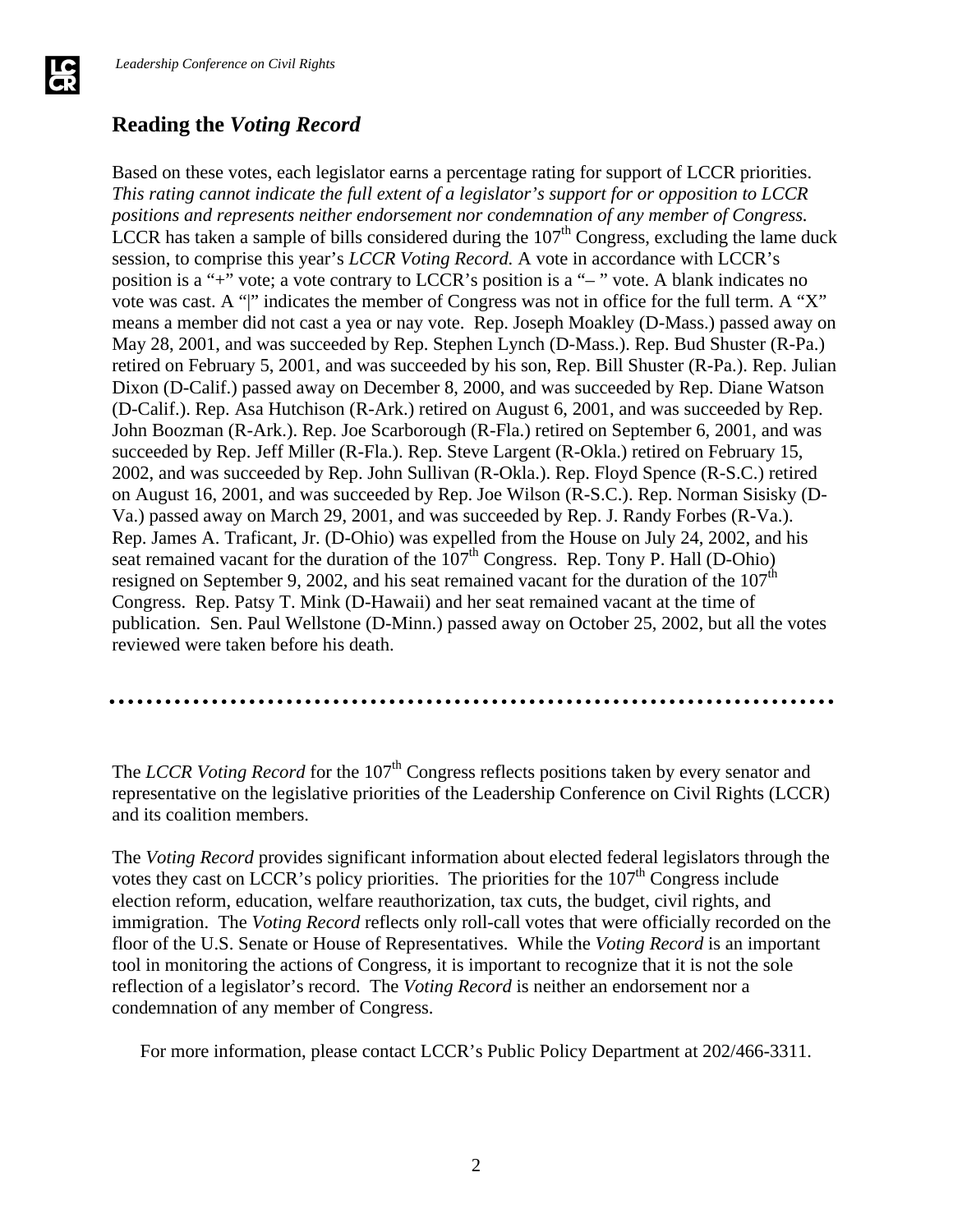## Reading the *Voting Record*

Based on these votes, each legislator earns a percentage rating for support of LCCR priorities. *This rating cannot indicate the full extent of a legislator's support for or opposition to LCCR positions and represents neither endorsement nor condemnation of any member of Congress.* LCCR has taken a sample of bills considered during the 107th Congress, excluding the lame duck session, to comprise this year's *LCCR Voting Record.* A vote in accordance with LCCR's position is a "+" vote; a vote contrary to LCCR's position is a "– " vote. A blank indicates no vote was cast. A "|" indicates the member of Congress was not in office for the full term. A "X" means a member did not cast a yea or nay vote. Rep. Joseph Moakley (D-Mass.) passed away on May 28, 2001, and was succeeded by Rep. Stephen Lynch (D-Mass.). Rep. Bud Shuster (R-Pa.) retired on February 5, 2001, and was succeeded by his son, Rep. Bill Shuster (R-Pa.). Rep. Julian Dixon (D-Calif.) passed away on December 8, 2000, and was succeeded by Rep. Diane Watson (D-Calif.). Rep. Asa Hutchison (R-Ark.) retired on August 6, 2001, and was succeeded by Rep. John Boozman (R-Ark.). Rep. Joe Scarborough (R-Fla.) retired on September 6, 2001, and was succeeded by Rep. Jeff Miller (R-Fla.). Rep. Steve Largent (R-Okla.) retired on February 15, 2002, and was succeeded by Rep. John Sullivan (R-Okla.). Rep. Floyd Spence (R-S.C.) retired on August 16, 2001, and was succeeded by Rep. Joe Wilson (R-S.C.). Rep. Norman Sisisky (D-Va.) passed away on March 29, 2001, and was succeeded by Rep. J. Randy Forbes (R-Va.). Rep. James A. Traficant, Jr. (D-Ohio) was expelled from the House on July 24, 2002, and his seat remained vacant for the duration of the 107th Congress. Rep. Tony P. Hall (D-Ohio) resigned on September 9, 2002, and his seat remained vacant for the duration of the 107th Congress. Rep. Patsy T. Mink (D-Hawaii) and her seat remained vacant at the time of publication. Sen. Paul Wellstone (D-Minn.) passed away on October 25, 2002, but all the votes reviewed were taken before his death.

---

The *LCCR Voting Record* for the 107th Congress reflects positions taken by every senator and representative on the legislative priorities of the Leadership Conference on Civil Rights (LCCR) and its coalition members.

The *Voting Record* provides significant information about elected federal legislators through the votes they cast on LCCR's policy priorities. The priorities for the 107th Congress include election reform, education, welfare reauthorization, tax cuts, the budget, civil rights, and immigration. The *Voting Record* reflects only roll-call votes that were officially recorded on the floor of the U.S. Senate or House of Representatives. While the *Voting Record* is an important tool in monitoring the actions of Congress, it is important to recognize that it is not the sole reflection of a legislator's record. The *Voting Record* is neither an endorsement nor a condemnation of any member of Congress.

For more information, please contact LCCR's Public Policy Department at 202/466-3311.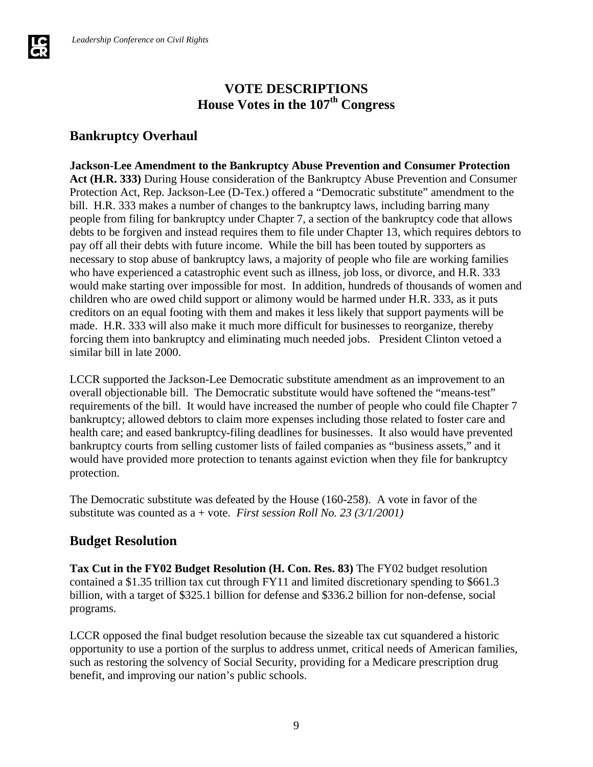# VOTE DESCRIPTIONS
# House Votes in the 107th Congress

## Bankruptcy Overhaul

**Jackson-Lee Amendment to the Bankruptcy Abuse Prevention and Consumer Protection Act (H.R. 333)** During House consideration of the Bankruptcy Abuse Prevention and Consumer Protection Act, Rep. Jackson-Lee (D-Tex.) offered a "Democratic substitute" amendment to the bill. H.R. 333 makes a number of changes to the bankruptcy laws, including barring many people from filing for bankruptcy under Chapter 7, a section of the bankruptcy code that allows debts to be forgiven and instead requires them to file under Chapter 13, which requires debtors to pay off all their debts with future income. While the bill has been touted by supporters as necessary to stop abuse of bankruptcy laws, a majority of people who file are working families who have experienced a catastrophic event such as illness, job loss, or divorce, and H.R. 333 would make starting over impossible for most. In addition, hundreds of thousands of women and children who are owed child support or alimony would be harmed under H.R. 333, as it puts creditors on an equal footing with them and makes it less likely that support payments will be made. H.R. 333 will also make it much more difficult for businesses to reorganize, thereby forcing them into bankruptcy and eliminating much needed jobs. President Clinton vetoed a similar bill in late 2000.

LCCR supported the Jackson-Lee Democratic substitute amendment as an improvement to an overall objectionable bill. The Democratic substitute would have softened the "means-test" requirements of the bill. It would have increased the number of people who could file Chapter 7 bankruptcy; allowed debtors to claim more expenses including those related to foster care and health care; and eased bankruptcy-filing deadlines for businesses. It also would have prevented bankruptcy courts from selling customer lists of failed companies as "business assets," and it would have provided more protection to tenants against eviction when they file for bankruptcy protection.

The Democratic substitute was defeated by the House (160-258). A vote in favor of the substitute was counted as a + vote. *First session Roll No. 23 (3/1/2001)*

## Budget Resolution

**Tax Cut in the FY02 Budget Resolution (H. Con. Res. 83)** The FY02 budget resolution contained a $1.35 trillion tax cut through FY11 and limited discretionary spending to $661.3 billion, with a target of $325.1 billion for defense and $336.2 billion for non-defense, social programs.

LCCR opposed the final budget resolution because the sizeable tax cut squandered a historic opportunity to use a portion of the surplus to address unmet, critical needs of American families, such as restoring the solvency of Social Security, providing for a Medicare prescription drug benefit, and improving our nation's public schools.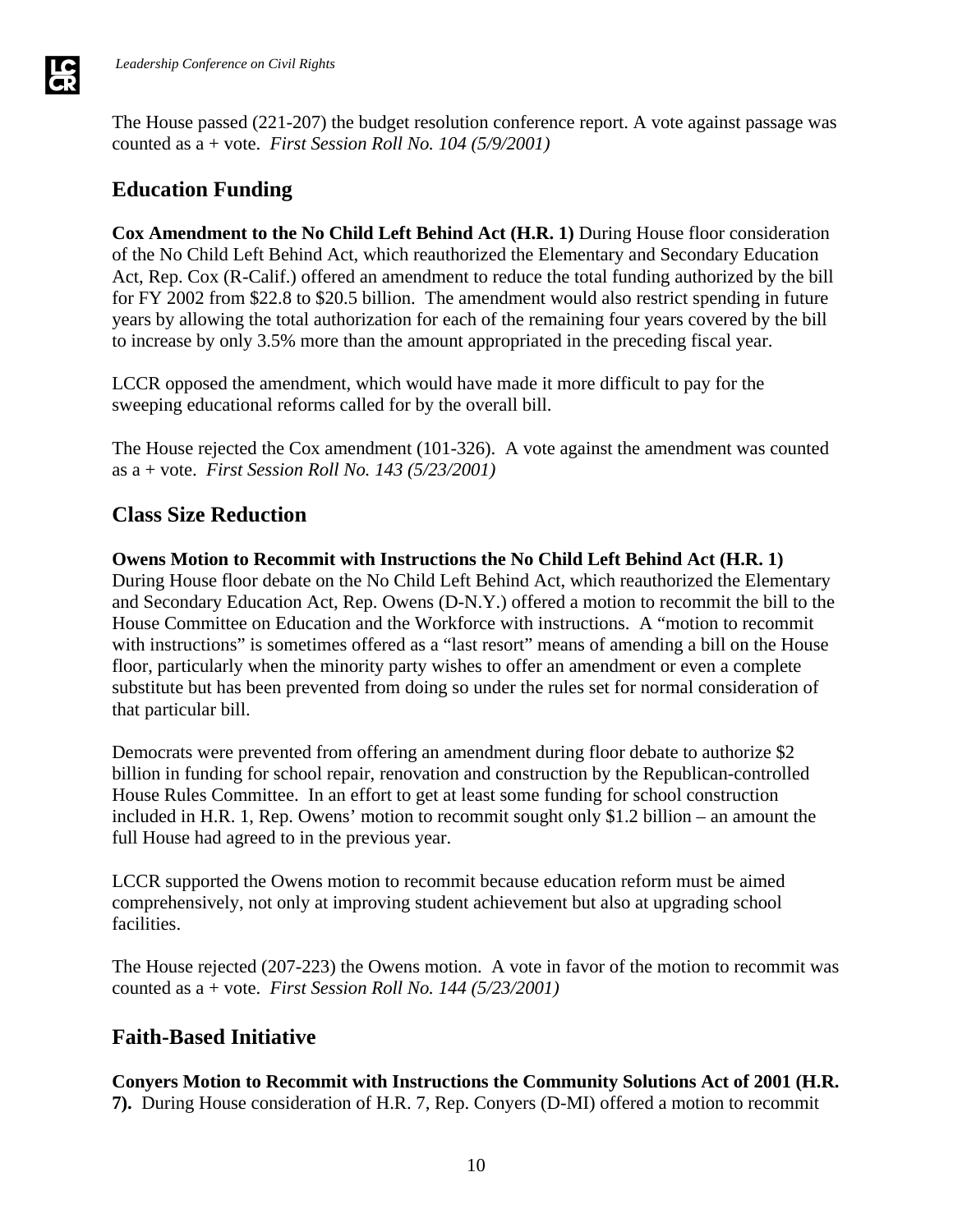The House passed (221-207) the budget resolution conference report. A vote against passage was counted as a + vote. *First Session Roll No. 104 (5/9/2001)*

## Education Funding

**Cox Amendment to the No Child Left Behind Act (H.R. 1)** During House floor consideration of the No Child Left Behind Act, which reauthorized the Elementary and Secondary Education Act, Rep. Cox (R-Calif.) offered an amendment to reduce the total funding authorized by the bill for FY 2002 from $22.8 to $20.5 billion. The amendment would also restrict spending in future years by allowing the total authorization for each of the remaining four years covered by the bill to increase by only 3.5% more than the amount appropriated in the preceding fiscal year.

LCCR opposed the amendment, which would have made it more difficult to pay for the sweeping educational reforms called for by the overall bill.

The House rejected the Cox amendment (101-326). A vote against the amendment was counted as a + vote. *First Session Roll No. 143 (5/23/2001)*

## Class Size Reduction

**Owens Motion to Recommit with Instructions the No Child Left Behind Act (H.R. 1)** During House floor debate on the No Child Left Behind Act, which reauthorized the Elementary and Secondary Education Act, Rep. Owens (D-N.Y.) offered a motion to recommit the bill to the House Committee on Education and the Workforce with instructions. A "motion to recommit with instructions" is sometimes offered as a "last resort" means of amending a bill on the House floor, particularly when the minority party wishes to offer an amendment or even a complete substitute but has been prevented from doing so under the rules set for normal consideration of that particular bill.

Democrats were prevented from offering an amendment during floor debate to authorize $2 billion in funding for school repair, renovation and construction by the Republican-controlled House Rules Committee. In an effort to get at least some funding for school construction included in H.R. 1, Rep. Owens' motion to recommit sought only $1.2 billion – an amount the full House had agreed to in the previous year.

LCCR supported the Owens motion to recommit because education reform must be aimed comprehensively, not only at improving student achievement but also at upgrading school facilities.

The House rejected (207-223) the Owens motion. A vote in favor of the motion to recommit was counted as a + vote. *First Session Roll No. 144 (5/23/2001)*

## Faith-Based Initiative

**Conyers Motion to Recommit with Instructions the Community Solutions Act of 2001 (H.R. 7).** During House consideration of H.R. 7, Rep. Conyers (D-MI) offered a motion to recommit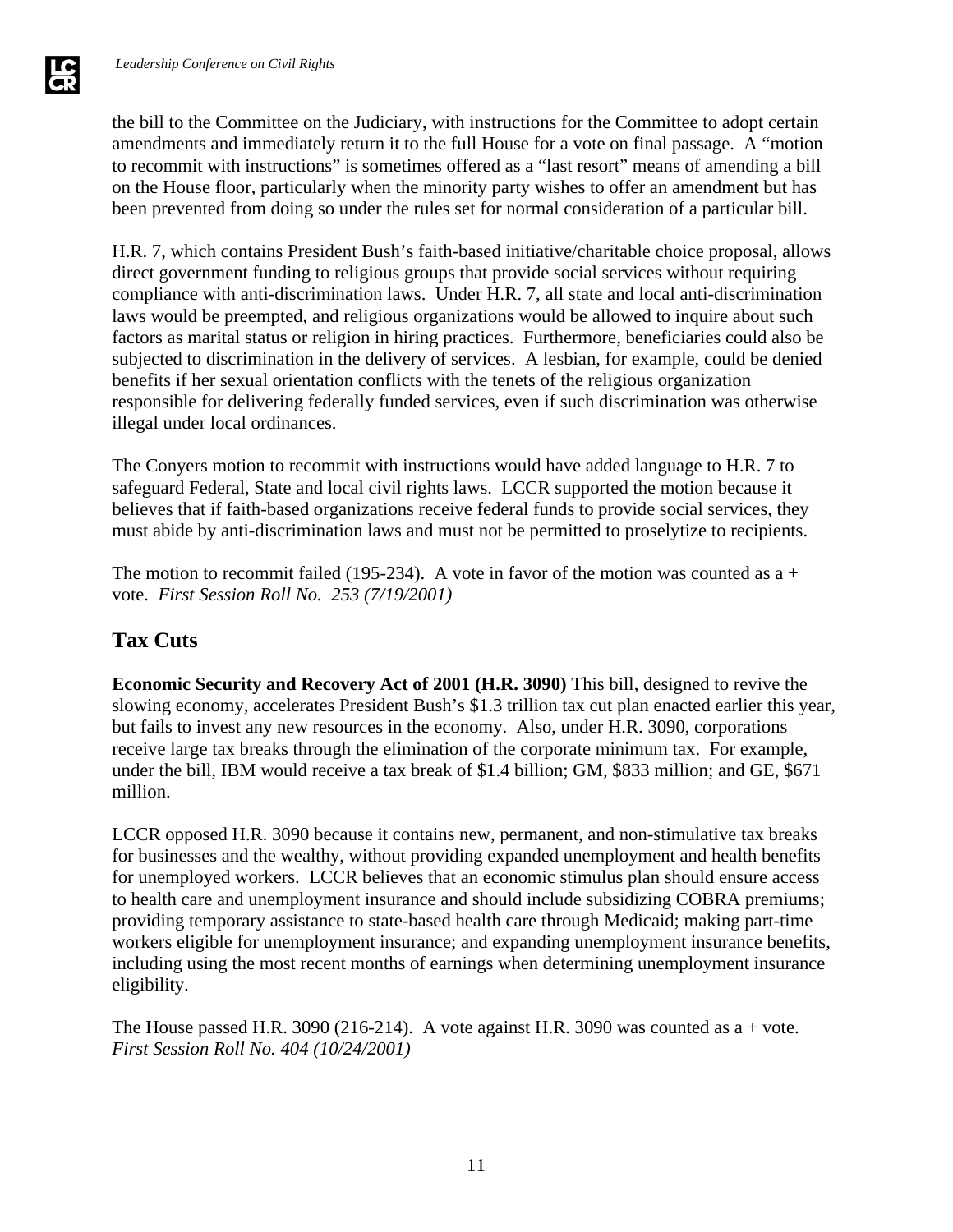the bill to the Committee on the Judiciary, with instructions for the Committee to adopt certain amendments and immediately return it to the full House for a vote on final passage. A "motion to recommit with instructions" is sometimes offered as a "last resort" means of amending a bill on the House floor, particularly when the minority party wishes to offer an amendment but has been prevented from doing so under the rules set for normal consideration of a particular bill.

H.R. 7, which contains President Bush's faith-based initiative/charitable choice proposal, allows direct government funding to religious groups that provide social services without requiring compliance with anti-discrimination laws. Under H.R. 7, all state and local anti-discrimination laws would be preempted, and religious organizations would be allowed to inquire about such factors as marital status or religion in hiring practices. Furthermore, beneficiaries could also be subjected to discrimination in the delivery of services. A lesbian, for example, could be denied benefits if her sexual orientation conflicts with the tenets of the religious organization responsible for delivering federally funded services, even if such discrimination was otherwise illegal under local ordinances.

The Conyers motion to recommit with instructions would have added language to H.R. 7 to safeguard Federal, State and local civil rights laws. LCCR supported the motion because it believes that if faith-based organizations receive federal funds to provide social services, they must abide by anti-discrimination laws and must not be permitted to proselytize to recipients.

The motion to recommit failed (195-234). A vote in favor of the motion was counted as a + vote. *First Session Roll No. 253 (7/19/2001)*

## Tax Cuts

**Economic Security and Recovery Act of 2001 (H.R. 3090)** This bill, designed to revive the slowing economy, accelerates President Bush's $1.3 trillion tax cut plan enacted earlier this year, but fails to invest any new resources in the economy. Also, under H.R. 3090, corporations receive large tax breaks through the elimination of the corporate minimum tax. For example, under the bill, IBM would receive a tax break of $1.4 billion; GM, $833 million; and GE, $671 million.

LCCR opposed H.R. 3090 because it contains new, permanent, and non-stimulative tax breaks for businesses and the wealthy, without providing expanded unemployment and health benefits for unemployed workers. LCCR believes that an economic stimulus plan should ensure access to health care and unemployment insurance and should include subsidizing COBRA premiums; providing temporary assistance to state-based health care through Medicaid; making part-time workers eligible for unemployment insurance; and expanding unemployment insurance benefits, including using the most recent months of earnings when determining unemployment insurance eligibility.

The House passed H.R. 3090 (216-214). A vote against H.R. 3090 was counted as a + vote. *First Session Roll No. 404 (10/24/2001)*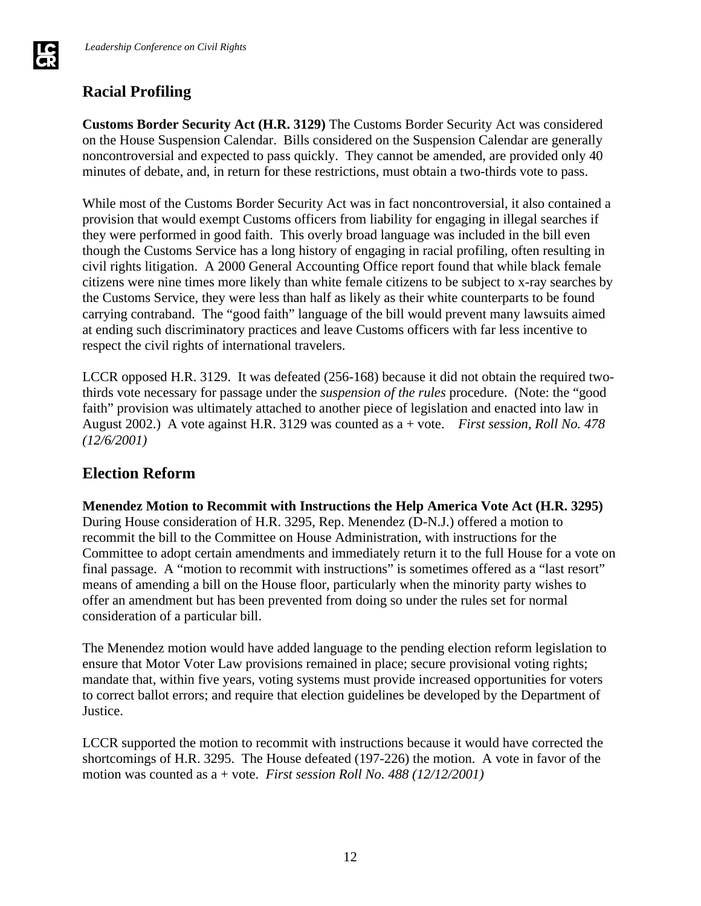## Racial Profiling

**Customs Border Security Act (H.R. 3129)** The Customs Border Security Act was considered on the House Suspension Calendar. Bills considered on the Suspension Calendar are generally noncontroversial and expected to pass quickly. They cannot be amended, are provided only 40 minutes of debate, and, in return for these restrictions, must obtain a two-thirds vote to pass.

While most of the Customs Border Security Act was in fact noncontroversial, it also contained a provision that would exempt Customs officers from liability for engaging in illegal searches if they were performed in good faith. This overly broad language was included in the bill even though the Customs Service has a long history of engaging in racial profiling, often resulting in civil rights litigation. A 2000 General Accounting Office report found that while black female citizens were nine times more likely than white female citizens to be subject to x-ray searches by the Customs Service, they were less than half as likely as their white counterparts to be found carrying contraband. The "good faith" language of the bill would prevent many lawsuits aimed at ending such discriminatory practices and leave Customs officers with far less incentive to respect the civil rights of international travelers.

LCCR opposed H.R. 3129. It was defeated (256-168) because it did not obtain the required two-thirds vote necessary for passage under the *suspension of the rules* procedure. (Note: the "good faith" provision was ultimately attached to another piece of legislation and enacted into law in August 2002.) A vote against H.R. 3129 was counted as a + vote. *First session, Roll No. 478 (12/6/2001)*

## Election Reform

**Menendez Motion to Recommit with Instructions the Help America Vote Act (H.R. 3295)** During House consideration of H.R. 3295, Rep. Menendez (D-N.J.) offered a motion to recommit the bill to the Committee on House Administration, with instructions for the Committee to adopt certain amendments and immediately return it to the full House for a vote on final passage. A "motion to recommit with instructions" is sometimes offered as a "last resort" means of amending a bill on the House floor, particularly when the minority party wishes to offer an amendment but has been prevented from doing so under the rules set for normal consideration of a particular bill.

The Menendez motion would have added language to the pending election reform legislation to ensure that Motor Voter Law provisions remained in place; secure provisional voting rights; mandate that, within five years, voting systems must provide increased opportunities for voters to correct ballot errors; and require that election guidelines be developed by the Department of Justice.

LCCR supported the motion to recommit with instructions because it would have corrected the shortcomings of H.R. 3295. The House defeated (197-226) the motion. A vote in favor of the motion was counted as a + vote. *First session Roll No. 488 (12/12/2001)*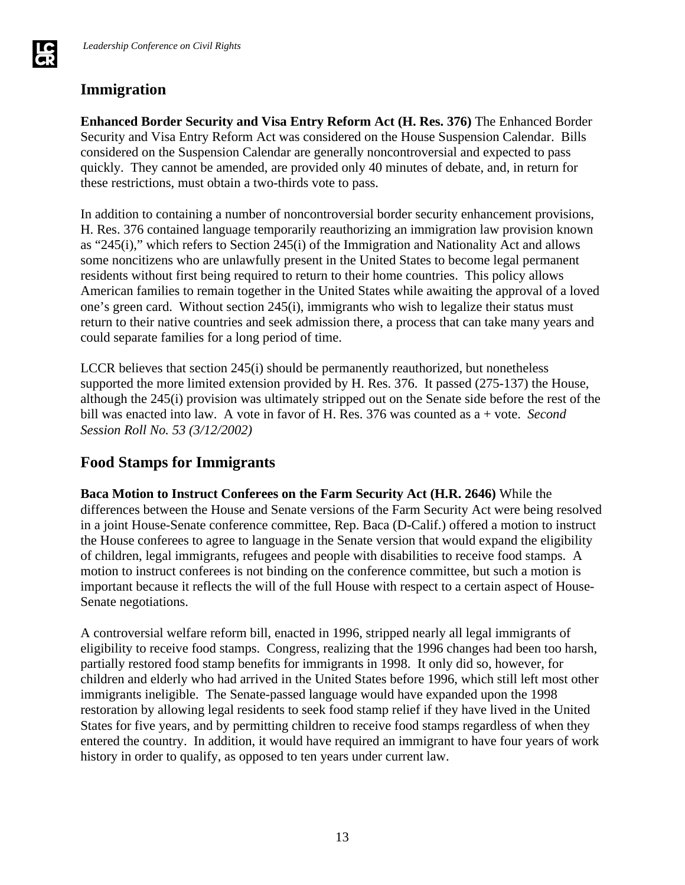## Immigration

**Enhanced Border Security and Visa Entry Reform Act (H. Res. 376)** The Enhanced Border Security and Visa Entry Reform Act was considered on the House Suspension Calendar. Bills considered on the Suspension Calendar are generally noncontroversial and expected to pass quickly. They cannot be amended, are provided only 40 minutes of debate, and, in return for these restrictions, must obtain a two-thirds vote to pass.

In addition to containing a number of noncontroversial border security enhancement provisions, H. Res. 376 contained language temporarily reauthorizing an immigration law provision known as "245(i)," which refers to Section 245(i) of the Immigration and Nationality Act and allows some noncitizens who are unlawfully present in the United States to become legal permanent residents without first being required to return to their home countries. This policy allows American families to remain together in the United States while awaiting the approval of a loved one's green card. Without section 245(i), immigrants who wish to legalize their status must return to their native countries and seek admission there, a process that can take many years and could separate families for a long period of time.

LCCR believes that section 245(i) should be permanently reauthorized, but nonetheless supported the more limited extension provided by H. Res. 376. It passed (275-137) the House, although the 245(i) provision was ultimately stripped out on the Senate side before the rest of the bill was enacted into law. A vote in favor of H. Res. 376 was counted as a + vote. *Second Session Roll No. 53 (3/12/2002)*

## Food Stamps for Immigrants

**Baca Motion to Instruct Conferees on the Farm Security Act (H.R. 2646)** While the differences between the House and Senate versions of the Farm Security Act were being resolved in a joint House-Senate conference committee, Rep. Baca (D-Calif.) offered a motion to instruct the House conferees to agree to language in the Senate version that would expand the eligibility of children, legal immigrants, refugees and people with disabilities to receive food stamps. A motion to instruct conferees is not binding on the conference committee, but such a motion is important because it reflects the will of the full House with respect to a certain aspect of House-Senate negotiations.

A controversial welfare reform bill, enacted in 1996, stripped nearly all legal immigrants of eligibility to receive food stamps. Congress, realizing that the 1996 changes had been too harsh, partially restored food stamp benefits for immigrants in 1998. It only did so, however, for children and elderly who had arrived in the United States before 1996, which still left most other immigrants ineligible. The Senate-passed language would have expanded upon the 1998 restoration by allowing legal residents to seek food stamp relief if they have lived in the United States for five years, and by permitting children to receive food stamps regardless of when they entered the country. In addition, it would have required an immigrant to have four years of work history in order to qualify, as opposed to ten years under current law.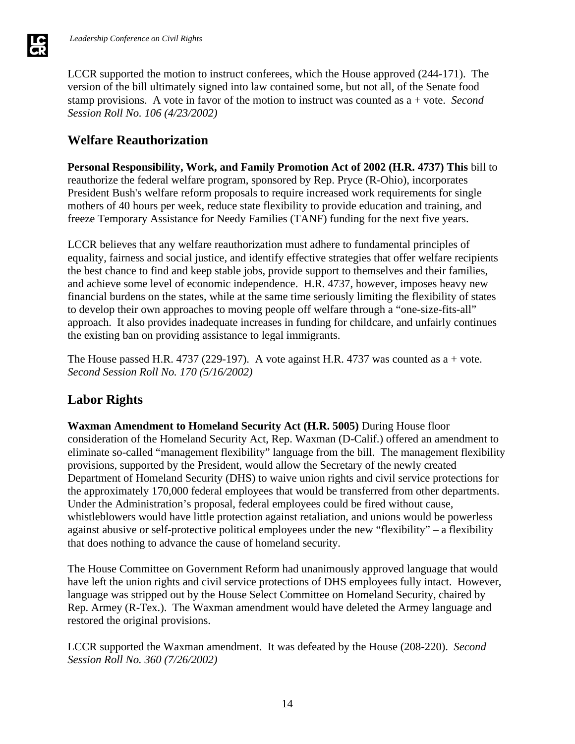LCCR supported the motion to instruct conferees, which the House approved (244-171). The version of the bill ultimately signed into law contained some, but not all, of the Senate food stamp provisions. A vote in favor of the motion to instruct was counted as a + vote. *Second Session Roll No. 106 (4/23/2002)*

## Welfare Reauthorization

**Personal Responsibility, Work, and Family Promotion Act of 2002 (H.R. 4737) This** bill to reauthorize the federal welfare program, sponsored by Rep. Pryce (R-Ohio), incorporates President Bush's welfare reform proposals to require increased work requirements for single mothers of 40 hours per week, reduce state flexibility to provide education and training, and freeze Temporary Assistance for Needy Families (TANF) funding for the next five years.

LCCR believes that any welfare reauthorization must adhere to fundamental principles of equality, fairness and social justice, and identify effective strategies that offer welfare recipients the best chance to find and keep stable jobs, provide support to themselves and their families, and achieve some level of economic independence. H.R. 4737, however, imposes heavy new financial burdens on the states, while at the same time seriously limiting the flexibility of states to develop their own approaches to moving people off welfare through a "one-size-fits-all" approach. It also provides inadequate increases in funding for childcare, and unfairly continues the existing ban on providing assistance to legal immigrants.

The House passed H.R. 4737 (229-197). A vote against H.R. 4737 was counted as a + vote. *Second Session Roll No. 170 (5/16/2002)*

## Labor Rights

**Waxman Amendment to Homeland Security Act (H.R. 5005)** During House floor consideration of the Homeland Security Act, Rep. Waxman (D-Calif.) offered an amendment to eliminate so-called "management flexibility" language from the bill. The management flexibility provisions, supported by the President, would allow the Secretary of the newly created Department of Homeland Security (DHS) to waive union rights and civil service protections for the approximately 170,000 federal employees that would be transferred from other departments. Under the Administration's proposal, federal employees could be fired without cause, whistleblowers would have little protection against retaliation, and unions would be powerless against abusive or self-protective political employees under the new "flexibility" – a flexibility that does nothing to advance the cause of homeland security.

The House Committee on Government Reform had unanimously approved language that would have left the union rights and civil service protections of DHS employees fully intact. However, language was stripped out by the House Select Committee on Homeland Security, chaired by Rep. Armey (R-Tex.). The Waxman amendment would have deleted the Armey language and restored the original provisions.

LCCR supported the Waxman amendment. It was defeated by the House (208-220). *Second Session Roll No. 360 (7/26/2002)*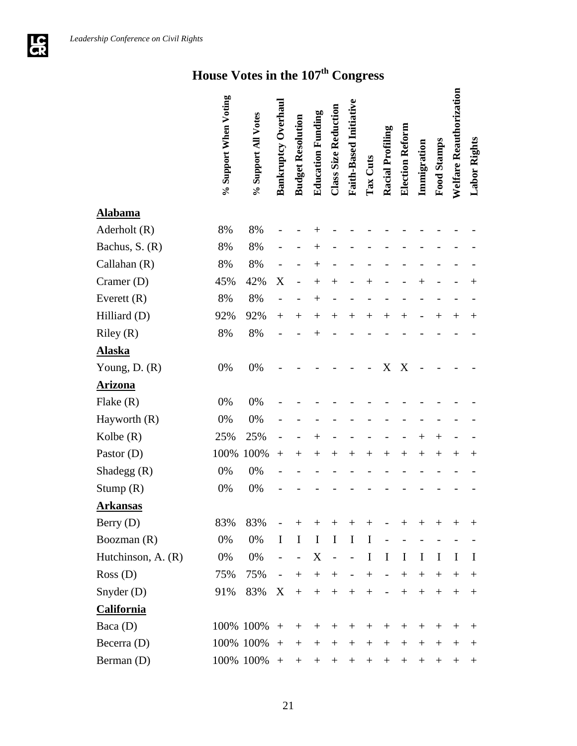# House Votes in the 107th Congress

| | % Support When Voting | % Support All Votes | Bankruptcy Overhaul | Budget Resolution | Education Funding | Class Size Reduction | Faith-Based Initiative | Tax Cuts | Racial Profiling | Election Reform | Immigration | Food Stamps | Welfare Reauthorization | Labor Rights |
|---|---|---|---|---|---|---|---|---|---|---|---|---|---|---|
| **Alabama** | | | | | | | | | | | | | | |
| Aderholt (R) | 8% | 8% | - | - | + | - | - | - | - | - | - | - | - | - |
| Bachus, S. (R) | 8% | 8% | - | - | + | - | - | - | - | - | - | - | - | - |
| Callahan (R) | 8% | 8% | - | - | + | - | - | - | - | - | - | - | - | - |
| Cramer (D) | 45% | 42% | X | - | + | + | - | + | - | - | + | - | - | + |
| Everett (R) | 8% | 8% | - | - | + | - | - | - | - | - | - | - | - | - |
| Hilliard (D) | 92% | 92% | + | + | + | + | + | + | + | + | - | + | + | + |
| Riley (R) | 8% | 8% | - | - | + | - | - | - | - | - | - | - | - | - |
| **Alaska** | | | | | | | | | | | | | | |
| Young, D. (R) | 0% | 0% | - | - | - | - | - | - | X | X | - | - | - | - |
| **Arizona** | | | | | | | | | | | | | | |
| Flake (R) | 0% | 0% | - | - | - | - | - | - | - | - | - | - | - | - |
| Hayworth (R) | 0% | 0% | - | - | - | - | - | - | - | - | - | - | - | - |
| Kolbe (R) | 25% | 25% | - | - | + | - | - | - | - | - | + | + | - | - |
| Pastor (D) | 100% | 100% | + | + | + | + | + | + | + | + | + | + | + | + |
| Shadegg (R) | 0% | 0% | - | - | - | - | - | - | - | - | - | - | - | - |
| Stump (R) | 0% | 0% | - | - | - | - | - | - | - | - | - | - | - | - |
| **Arkansas** | | | | | | | | | | | | | | |
| Berry (D) | 83% | 83% | - | + | + | + | + | + | - | + | + | + | + | + |
| Boozman (R) | 0% | 0% | I | I | I | I | I | I | - | - | - | - | - | - |
| Hutchinson, A. (R) | 0% | 0% | - | - | X | - | - | I | I | I | I | I | I | I |
| Ross (D) | 75% | 75% | - | + | + | + | - | + | - | + | + | + | + | + |
| Snyder (D) | 91% | 83% | X | + | + | + | + | + | - | + | + | + | + | + |
| **California** | | | | | | | | | | | | | | |
| Baca (D) | 100% | 100% | + | + | + | + | + | + | + | + | + | + | + | + |
| Becerra (D) | 100% | 100% | + | + | + | + | + | + | + | + | + | + | + | + |
| Berman (D) | 100% | 100% | + | + | + | + | + | + | + | + | + | + | + | + |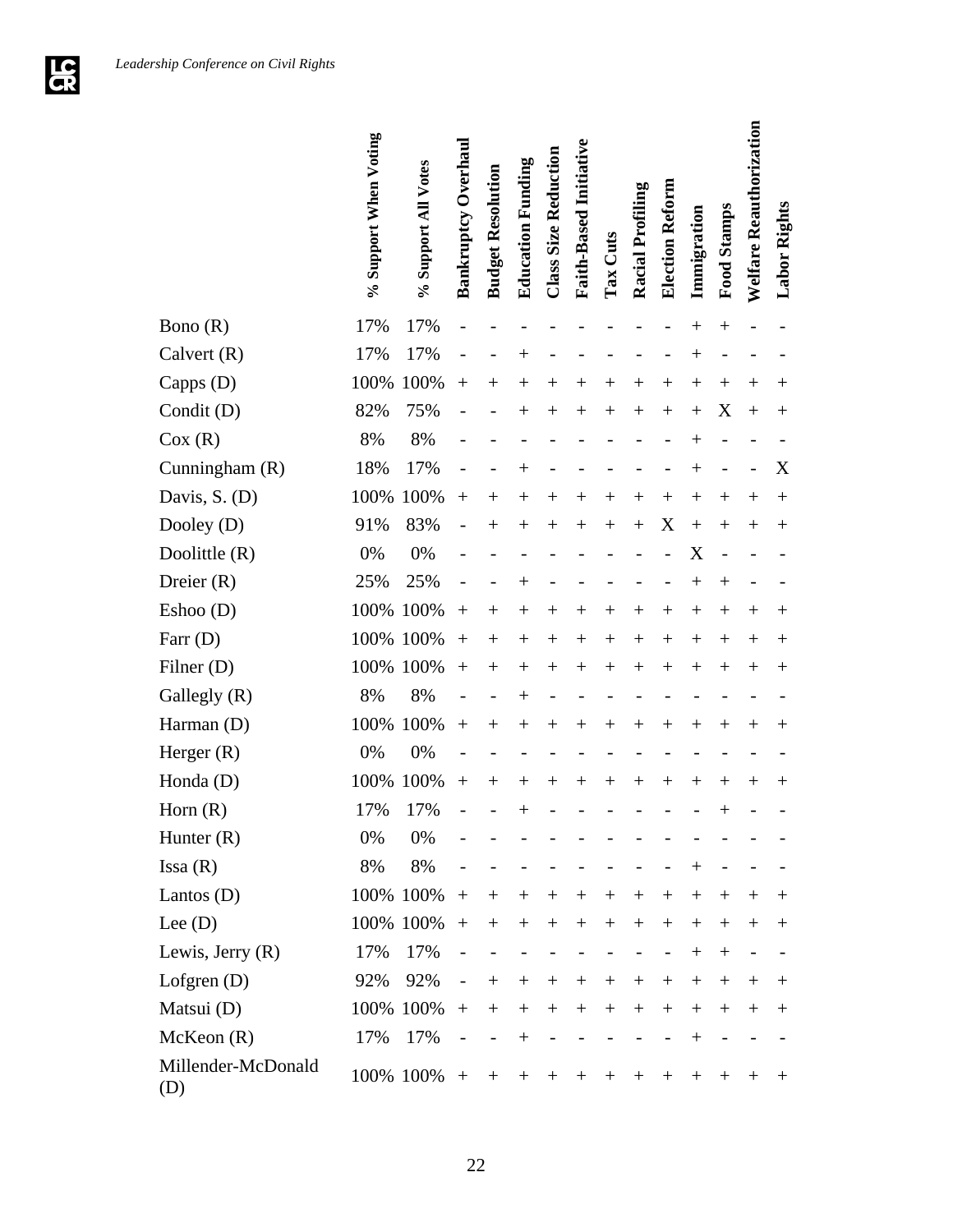| | % Support When Voting | % Support All Votes | Bankruptcy Overhaul | Budget Resolution | Education Funding | Class Size Reduction | Faith-Based Initiative | Tax Cuts | Racial Profiling | Election Reform | Immigration | Food Stamps | Welfare Reauthorization | Labor Rights |
|---|---|---|---|---|---|---|---|---|---|---|---|---|---|---|
| Bono (R) | 17% | 17% | - | - | - | - | - | - | - | - | + | + | - | - |
| Calvert (R) | 17% | 17% | - | - | + | - | - | - | - | - | + | - | - | - |
| Capps (D) | 100% | 100% | + | + | + | + | + | + | + | + | + | + | + | + |
| Condit (D) | 82% | 75% | - | - | + | + | + | + | + | + | + | X | + | + |
| Cox (R) | 8% | 8% | - | - | - | - | - | - | - | - | + | - | - | - |
| Cunningham (R) | 18% | 17% | - | - | + | - | - | - | - | - | + | - | - | X |
| Davis, S. (D) | 100% | 100% | + | + | + | + | + | + | + | + | + | + | + | + |
| Dooley (D) | 91% | 83% | - | + | + | + | + | + | + | X | + | + | + | + |
| Doolittle (R) | 0% | 0% | - | - | - | - | - | - | - | - | X | - | - | - |
| Dreier (R) | 25% | 25% | - | - | + | - | - | - | - | - | + | + | - | - |
| Eshoo (D) | 100% | 100% | + | + | + | + | + | + | + | + | + | + | + | + |
| Farr (D) | 100% | 100% | + | + | + | + | + | + | + | + | + | + | + | + |
| Filner (D) | 100% | 100% | + | + | + | + | + | + | + | + | + | + | + | + |
| Gallegly (R) | 8% | 8% | - | - | + | - | - | - | - | - | - | - | - | - |
| Harman (D) | 100% | 100% | + | + | + | + | + | + | + | + | + | + | + | + |
| Herger (R) | 0% | 0% | - | - | - | - | - | - | - | - | - | - | - | - |
| Honda (D) | 100% | 100% | + | + | + | + | + | + | + | + | + | + | + | + |
| Horn (R) | 17% | 17% | - | - | + | - | - | - | - | - | - | + | - | - |
| Hunter (R) | 0% | 0% | - | - | - | - | - | - | - | - | - | - | - | - |
| Issa (R) | 8% | 8% | - | - | - | - | - | - | - | - | + | - | - | - |
| Lantos (D) | 100% | 100% | + | + | + | + | + | + | + | + | + | + | + | + |
| Lee (D) | 100% | 100% | + | + | + | + | + | + | + | + | + | + | + | + |
| Lewis, Jerry (R) | 17% | 17% | - | - | - | - | - | - | - | - | + | + | - | - |
| Lofgren (D) | 92% | 92% | - | + | + | + | + | + | + | + | + | + | + | + |
| Matsui (D) | 100% | 100% | + | + | + | + | + | + | + | + | + | + | + | + |
| McKeon (R) | 17% | 17% | - | - | + | - | - | - | - | - | + | - | - | - |
| Millender-McDonald (D) | 100% | 100% | + | + | + | + | + | + | + | + | + | + | + | + |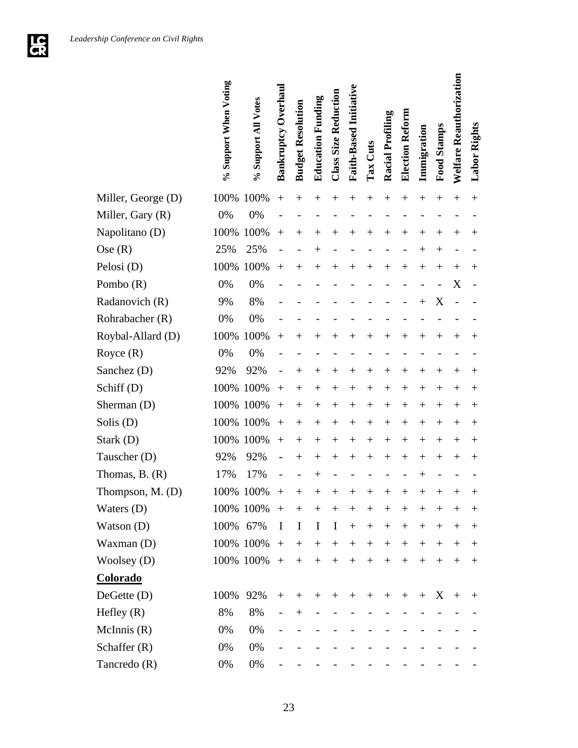| | % Support When Voting | % Support All Votes | Bankruptcy Overhaul | Budget Resolution | Education Funding | Class Size Reduction | Faith-Based Initiative | Tax Cuts | Racial Profiling | Election Reform | Immigration | Food Stamps | Welfare Reauthorization | Labor Rights |
|---|---|---|---|---|---|---|---|---|---|---|---|---|---|---|
| Miller, George (D) | 100% | 100% | + | + | + | + | + | + | + | + | + | + | + | + |
| Miller, Gary (R) | 0% | 0% | - | - | - | - | - | - | - | - | - | - | - | - |
| Napolitano (D) | 100% | 100% | + | + | + | + | + | + | + | + | + | + | + | + |
| Ose (R) | 25% | 25% | - | - | + | - | - | - | - | - | + | + | - | - |
| Pelosi (D) | 100% | 100% | + | + | + | + | + | + | + | + | + | + | + | + |
| Pombo (R) | 0% | 0% | - | - | - | - | - | - | - | - | - | - | X | - |
| Radanovich (R) | 9% | 8% | - | - | - | - | - | - | - | - | + | X | - | - |
| Rohrabacher (R) | 0% | 0% | - | - | - | - | - | - | - | - | - | - | - | - |
| Roybal-Allard (D) | 100% | 100% | + | + | + | + | + | + | + | + | + | + | + | + |
| Royce (R) | 0% | 0% | - | - | - | - | - | - | - | - | - | - | - | - |
| Sanchez (D) | 92% | 92% | - | + | + | + | + | + | + | + | + | + | + | + |
| Schiff (D) | 100% | 100% | + | + | + | + | + | + | + | + | + | + | + | + |
| Sherman (D) | 100% | 100% | + | + | + | + | + | + | + | + | + | + | + | + |
| Solis (D) | 100% | 100% | + | + | + | + | + | + | + | + | + | + | + | + |
| Stark (D) | 100% | 100% | + | + | + | + | + | + | + | + | + | + | + | + |
| Tauscher (D) | 92% | 92% | - | + | + | + | + | + | + | + | + | + | + | + |
| Thomas, B. (R) | 17% | 17% | - | - | + | - | - | - | - | - | + | - | - | - |
| Thompson, M. (D) | 100% | 100% | + | + | + | + | + | + | + | + | + | + | + | + |
| Waters (D) | 100% | 100% | + | + | + | + | + | + | + | + | + | + | + | + |
| Watson (D) | 100% | 67% | I | I | I | I | + | + | + | + | + | + | + | + |
| Waxman (D) | 100% | 100% | + | + | + | + | + | + | + | + | + | + | + | + |
| Woolsey (D) | 100% | 100% | + | + | + | + | + | + | + | + | + | + | + | + |
| **Colorado** | | | | | | | | | | | | | | |
| DeGette (D) | 100% | 92% | + | + | + | + | + | + | + | + | + | X | + | + |
| Hefley (R) | 8% | 8% | - | + | - | - | - | - | - | - | - | - | - | - |
| McInnis (R) | 0% | 0% | - | - | - | - | - | - | - | - | - | - | - | - |
| Schaffer (R) | 0% | 0% | - | - | - | - | - | - | - | - | - | - | - | - |
| Tancredo (R) | 0% | 0% | - | - | - | - | - | - | - | - | - | - | - | - |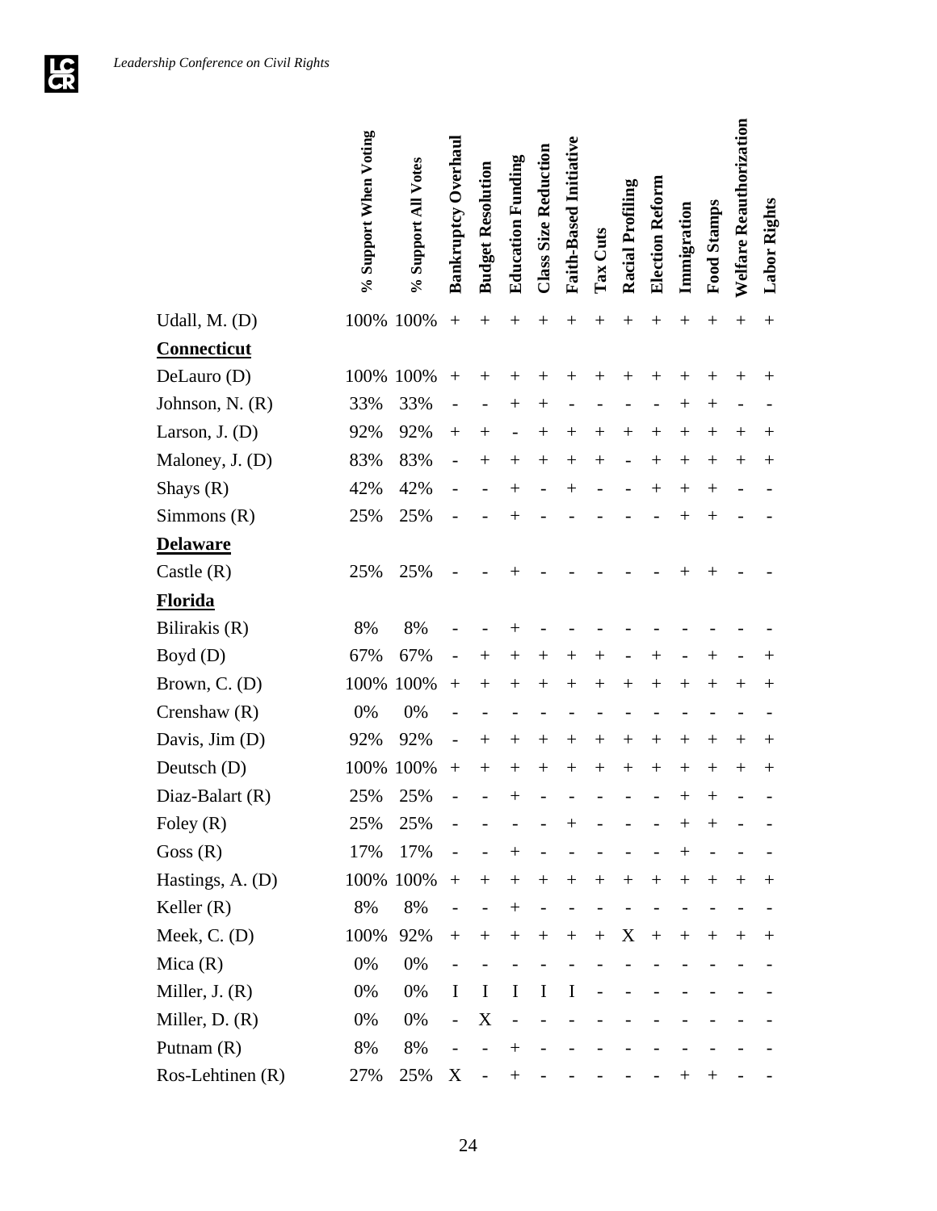| | % Support When Voting | % Support All Votes | Bankruptcy Overhaul | Budget Resolution | Education Funding | Class Size Reduction | Faith-Based Initiative | Tax Cuts | Racial Profiling | Election Reform | Immigration | Food Stamps | Welfare Reauthorization | Labor Rights |
|---|---|---|---|---|---|---|---|---|---|---|---|---|---|---|
| Udall, M. (D) | 100% | 100% | + | + | + | + | + | + | + | + | + | + | + | + |
| **Connecticut** | | | | | | | | | | | | | | |
| DeLauro (D) | 100% | 100% | + | + | + | + | + | + | + | + | + | + | + | + |
| Johnson, N. (R) | 33% | 33% | - | - | + | + | - | - | - | - | + | + | - | - |
| Larson, J. (D) | 92% | 92% | + | + | - | + | + | + | + | + | + | + | + | + |
| Maloney, J. (D) | 83% | 83% | - | + | + | + | + | + | - | + | + | + | + | + |
| Shays (R) | 42% | 42% | - | - | + | - | + | - | - | + | + | + | - | - |
| Simmons (R) | 25% | 25% | - | - | + | - | - | - | - | - | + | + | - | - |
| **Delaware** | | | | | | | | | | | | | | |
| Castle (R) | 25% | 25% | - | - | + | - | - | - | - | - | + | + | - | - |
| **Florida** | | | | | | | | | | | | | | |
| Bilirakis (R) | 8% | 8% | - | - | + | - | - | - | - | - | - | - | - | - |
| Boyd (D) | 67% | 67% | - | + | + | + | + | + | - | + | - | + | - | + |
| Brown, C. (D) | 100% | 100% | + | + | + | + | + | + | + | + | + | + | + | + |
| Crenshaw (R) | 0% | 0% | - | - | - | - | - | - | - | - | - | - | - | - |
| Davis, Jim (D) | 92% | 92% | - | + | + | + | + | + | + | + | + | + | + | + |
| Deutsch (D) | 100% | 100% | + | + | + | + | + | + | + | + | + | + | + | + |
| Diaz-Balart (R) | 25% | 25% | - | - | + | - | - | - | - | - | + | + | - | - |
| Foley (R) | 25% | 25% | - | - | - | - | + | - | - | - | + | + | - | - |
| Goss (R) | 17% | 17% | - | - | + | - | - | - | - | - | + | - | - | - |
| Hastings, A. (D) | 100% | 100% | + | + | + | + | + | + | + | + | + | + | + | + |
| Keller (R) | 8% | 8% | - | - | + | - | - | - | - | - | - | - | - | - |
| Meek, C. (D) | 100% | 92% | + | + | + | + | + | + | X | + | + | + | + | + |
| Mica (R) | 0% | 0% | - | - | - | - | - | - | - | - | - | - | - | - |
| Miller, J. (R) | 0% | 0% | I | I | I | I | I | - | - | - | - | - | - | - |
| Miller, D. (R) | 0% | 0% | - | X | - | - | - | - | - | - | - | - | - | - |
| Putnam (R) | 8% | 8% | - | - | + | - | - | - | - | - | - | - | - | - |
| Ros-Lehtinen (R) | 27% | 25% | X | - | + | - | - | - | - | - | + | + | - | - |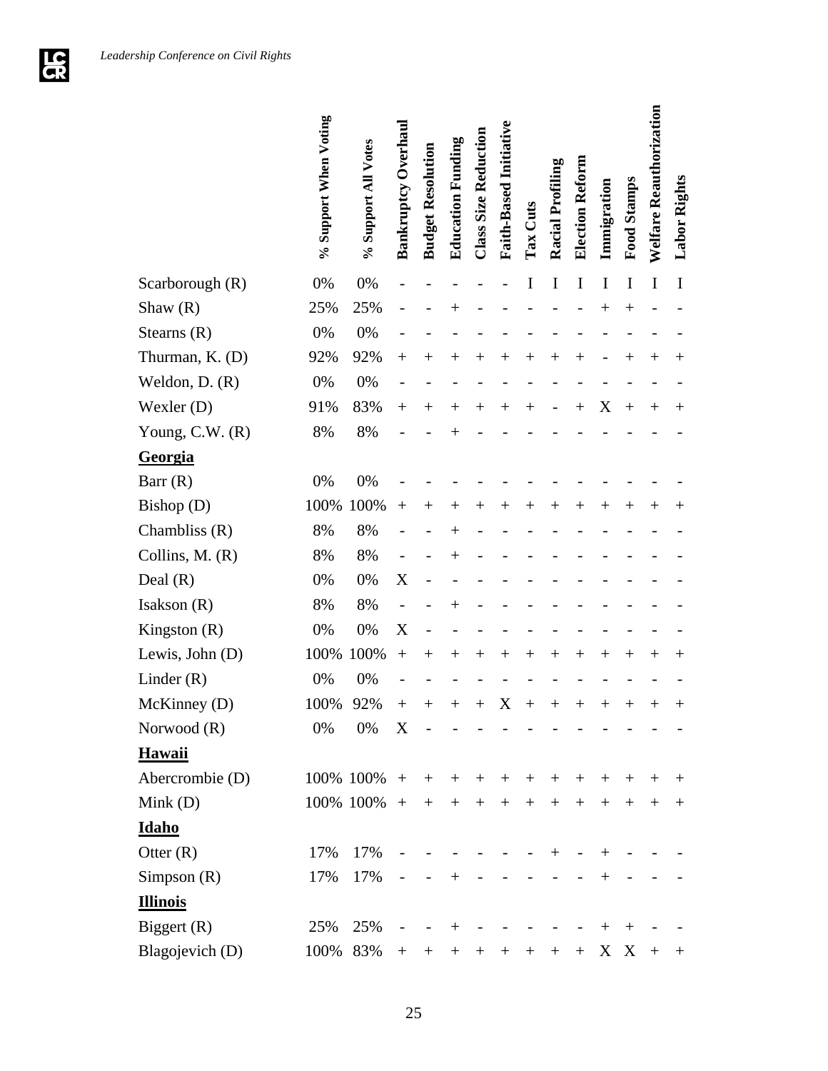| | % Support When Voting | % Support All Votes | Bankruptcy Overhaul | Budget Resolution | Education Funding | Class Size Reduction | Faith-Based Initiative | Tax Cuts | Racial Profiling | Election Reform | Immigration | Food Stamps | Welfare Reauthorization | Labor Rights |
|---|---|---|---|---|---|---|---|---|---|---|---|---|---|---|
| Scarborough (R) | 0% | 0% | - | - | - | - | - | I | I | I | I | I | I | I |
| Shaw (R) | 25% | 25% | - | - | + | - | - | - | - | - | + | + | - | - |
| Stearns (R) | 0% | 0% | - | - | - | - | - | - | - | - | - | - | - | - |
| Thurman, K. (D) | 92% | 92% | + | + | + | + | + | + | + | + | - | + | + | + |
| Weldon, D. (R) | 0% | 0% | - | - | - | - | - | - | - | - | - | - | - | - |
| Wexler (D) | 91% | 83% | + | + | + | + | + | + | - | + | X | + | + | + |
| Young, C.W. (R) | 8% | 8% | - | - | + | - | - | - | - | - | - | - | - | - |
| **Georgia** | | | | | | | | | | | | | | |
| Barr (R) | 0% | 0% | - | - | - | - | - | - | - | - | - | - | - | - |
| Bishop (D) | 100% | 100% | + | + | + | + | + | + | + | + | + | + | + | + |
| Chambliss (R) | 8% | 8% | - | - | + | - | - | - | - | - | - | - | - | - |
| Collins, M. (R) | 8% | 8% | - | - | + | - | - | - | - | - | - | - | - | - |
| Deal (R) | 0% | 0% | X | - | - | - | - | - | - | - | - | - | - | - |
| Isakson (R) | 8% | 8% | - | - | + | - | - | - | - | - | - | - | - | - |
| Kingston (R) | 0% | 0% | X | - | - | - | - | - | - | - | - | - | - | - |
| Lewis, John (D) | 100% | 100% | + | + | + | + | + | + | + | + | + | + | + | + |
| Linder (R) | 0% | 0% | - | - | - | - | - | - | - | - | - | - | - | - |
| McKinney (D) | 100% | 92% | + | + | + | + | X | + | + | + | + | + | + | + |
| Norwood (R) | 0% | 0% | X | - | - | - | - | - | - | - | - | - | - | - |
| **Hawaii** | | | | | | | | | | | | | | |
| Abercrombie (D) | 100% | 100% | + | + | + | + | + | + | + | + | + | + | + | + |
| Mink (D) | 100% | 100% | + | + | + | + | + | + | + | + | + | + | + | + |
| **Idaho** | | | | | | | | | | | | | | |
| Otter (R) | 17% | 17% | - | - | - | - | - | - | + | - | + | - | - | - |
| Simpson (R) | 17% | 17% | - | - | + | - | - | - | - | - | + | - | - | - |
| **Illinois** | | | | | | | | | | | | | | |
| Biggert (R) | 25% | 25% | - | - | + | - | - | - | - | - | + | + | - | - |
| Blagojevich (D) | 100% | 83% | + | + | + | + | + | + | + | + | X | X | + | + |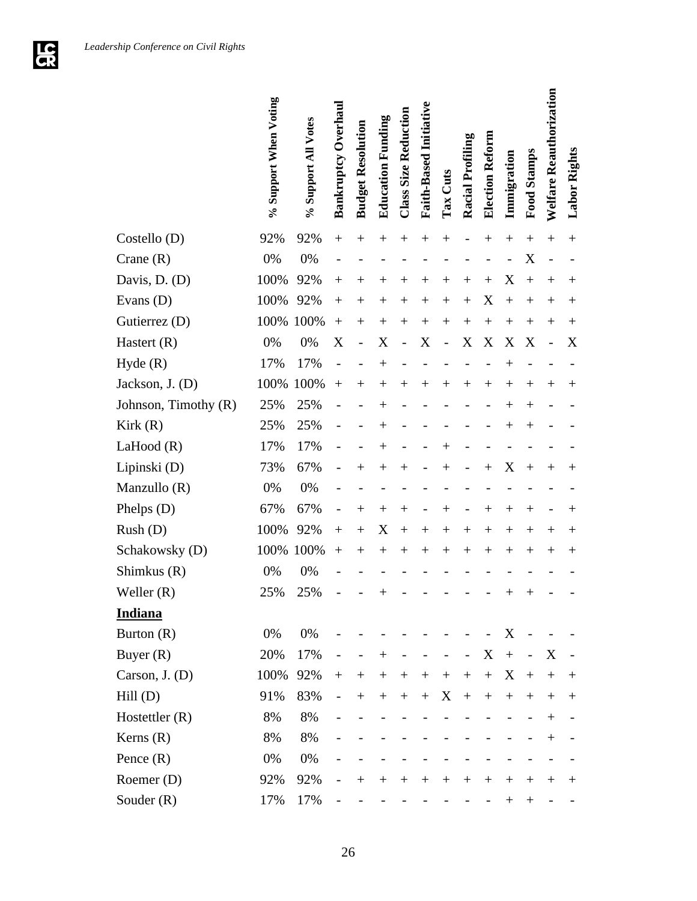| | % Support When Voting | % Support All Votes | Bankruptcy Overhaul | Budget Resolution | Education Funding | Class Size Reduction | Faith-Based Initiative | Tax Cuts | Racial Profiling | Election Reform | Immigration | Food Stamps | Welfare Reauthorization | Labor Rights |
|---|---|---|---|---|---|---|---|---|---|---|---|---|---|---|
| Costello (D) | 92% | 92% | + | + | + | + | + | + | - | + | + | + | + | + |
| Crane (R) | 0% | 0% | - | - | - | - | - | - | - | - | - | X | - | - |
| Davis, D. (D) | 100% | 92% | + | + | + | + | + | + | + | + | X | + | + | + |
| Evans (D) | 100% | 92% | + | + | + | + | + | + | + | X | + | + | + | + |
| Gutierrez (D) | 100% | 100% | + | + | + | + | + | + | + | + | + | + | + | + |
| Hastert (R) | 0% | 0% | X | - | X | - | X | - | X | X | X | X | - | X |
| Hyde (R) | 17% | 17% | - | - | + | - | - | - | - | - | + | - | - | - |
| Jackson, J. (D) | 100% | 100% | + | + | + | + | + | + | + | + | + | + | + | + |
| Johnson, Timothy (R) | 25% | 25% | - | - | + | - | - | - | - | - | + | + | - | - |
| Kirk (R) | 25% | 25% | - | - | + | - | - | - | - | - | + | + | - | - |
| LaHood (R) | 17% | 17% | - | - | + | - | - | + | - | - | - | - | - | - |
| Lipinski (D) | 73% | 67% | - | + | + | + | - | + | - | + | X | + | + | + |
| Manzullo (R) | 0% | 0% | - | - | - | - | - | - | - | - | - | - | - | - |
| Phelps (D) | 67% | 67% | - | + | + | + | - | + | - | + | + | + | - | + |
| Rush (D) | 100% | 92% | + | + | X | + | + | + | + | + | + | + | + | + |
| Schakowsky (D) | 100% | 100% | + | + | + | + | + | + | + | + | + | + | + | + |
| Shimkus (R) | 0% | 0% | - | - | - | - | - | - | - | - | - | - | - | - |
| Weller (R) | 25% | 25% | - | - | + | - | - | - | - | - | + | + | - | - |
| **Indiana** | | | | | | | | | | | | | | |
| Burton (R) | 0% | 0% | - | - | - | - | - | - | - | - | X | - | - | - |
| Buyer (R) | 20% | 17% | - | - | + | - | - | - | - | X | + | - | X | - |
| Carson, J. (D) | 100% | 92% | + | + | + | + | + | + | + | + | X | + | + | + |
| Hill (D) | 91% | 83% | - | + | + | + | + | X | + | + | + | + | + | + |
| Hostettler (R) | 8% | 8% | - | - | - | - | - | - | - | - | - | - | + | - |
| Kerns (R) | 8% | 8% | - | - | - | - | - | - | - | - | - | - | + | - |
| Pence (R) | 0% | 0% | - | - | - | - | - | - | - | - | - | - | - | - |
| Roemer (D) | 92% | 92% | - | + | + | + | + | + | + | + | + | + | + | + |
| Souder (R) | 17% | 17% | - | - | - | - | - | - | - | - | + | + | - | - |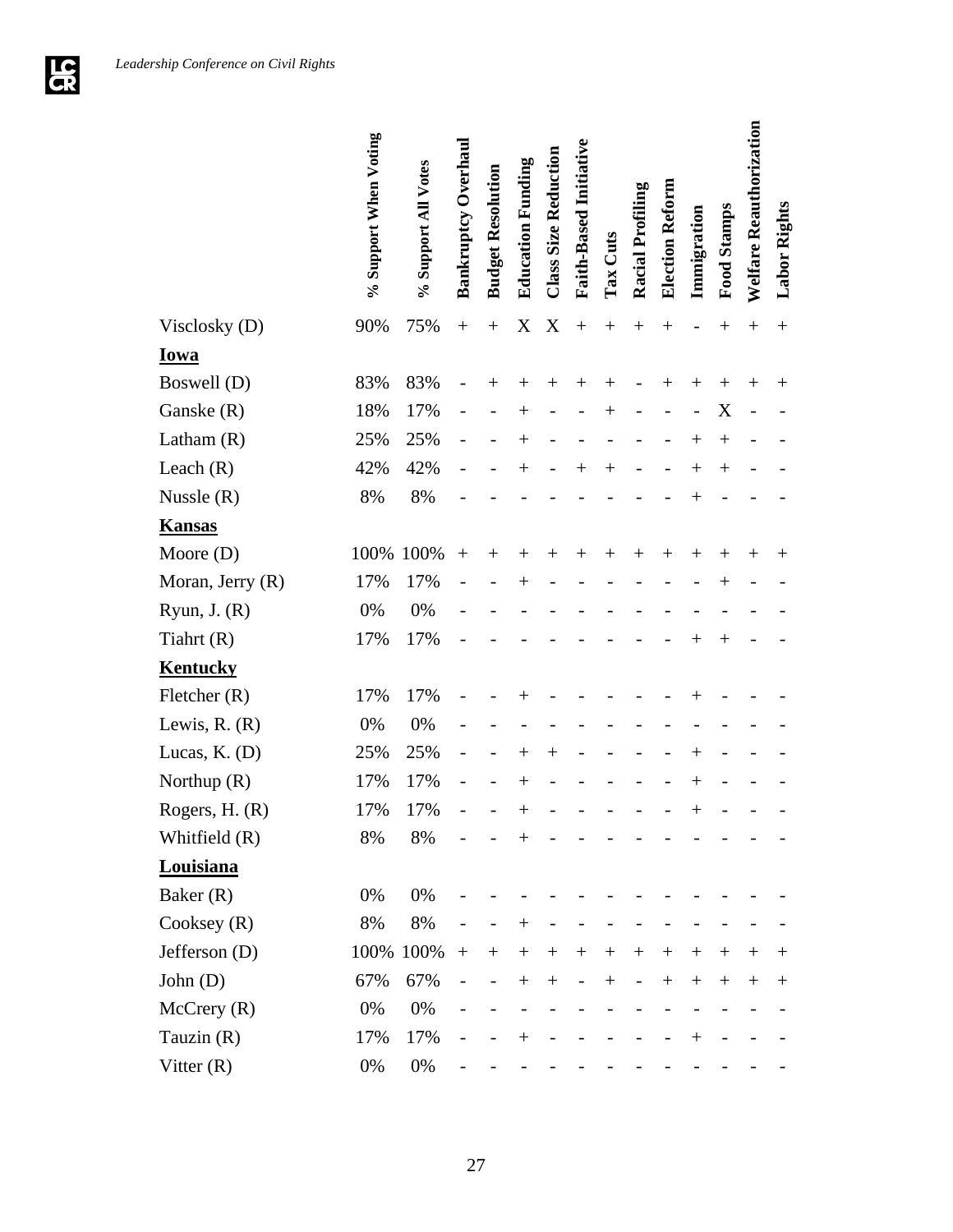| | % Support When Voting | % Support All Votes | Bankruptcy Overhaul | Budget Resolution | Education Funding | Class Size Reduction | Faith-Based Initiative | Tax Cuts | Racial Profiling | Election Reform | Immigration | Food Stamps | Welfare Reauthorization | Labor Rights |
|---|---|---|---|---|---|---|---|---|---|---|---|---|---|---|
| Visclosky (D) | 90% | 75% | + | + | X | X | + | + | + | + | - | + | + | + |
| **Iowa** | | | | | | | | | | | | | | |
| Boswell (D) | 83% | 83% | - | + | + | + | + | + | - | + | + | + | + | + |
| Ganske (R) | 18% | 17% | - | - | + | - | - | + | - | - | - | X | - | - |
| Latham (R) | 25% | 25% | - | - | + | - | - | - | - | - | + | + | - | - |
| Leach (R) | 42% | 42% | - | - | + | - | + | + | - | - | + | + | - | - |
| Nussle (R) | 8% | 8% | - | - | - | - | - | - | - | - | + | - | - | - |
| **Kansas** | | | | | | | | | | | | | | |
| Moore (D) | 100% | 100% | + | + | + | + | + | + | + | + | + | + | + | + |
| Moran, Jerry (R) | 17% | 17% | - | - | + | - | - | - | - | - | - | + | - | - |
| Ryun, J. (R) | 0% | 0% | - | - | - | - | - | - | - | - | - | - | - | - |
| Tiahrt (R) | 17% | 17% | - | - | - | - | - | - | - | - | + | + | - | - |
| **Kentucky** | | | | | | | | | | | | | | |
| Fletcher (R) | 17% | 17% | - | - | + | - | - | - | - | - | + | - | - | - |
| Lewis, R. (R) | 0% | 0% | - | - | - | - | - | - | - | - | - | - | - | - |
| Lucas, K. (D) | 25% | 25% | - | - | + | + | - | - | - | - | + | - | - | - |
| Northup (R) | 17% | 17% | - | - | + | - | - | - | - | - | + | - | - | - |
| Rogers, H. (R) | 17% | 17% | - | - | + | - | - | - | - | - | + | - | - | - |
| Whitfield (R) | 8% | 8% | - | - | + | - | - | - | - | - | - | - | - | - |
| **Louisiana** | | | | | | | | | | | | | | |
| Baker (R) | 0% | 0% | - | - | - | - | - | - | - | - | - | - | - | - |
| Cooksey (R) | 8% | 8% | - | - | + | - | - | - | - | - | - | - | - | - |
| Jefferson (D) | 100% | 100% | + | + | + | + | + | + | + | + | + | + | + | + |
| John (D) | 67% | 67% | - | - | + | + | - | + | - | + | + | + | + | + |
| McCrery (R) | 0% | 0% | - | - | - | - | - | - | - | - | - | - | - | - |
| Tauzin (R) | 17% | 17% | - | - | + | - | - | - | - | - | + | - | - | - |
| Vitter (R) | 0% | 0% | - | - | - | - | - | - | - | - | - | - | - | - |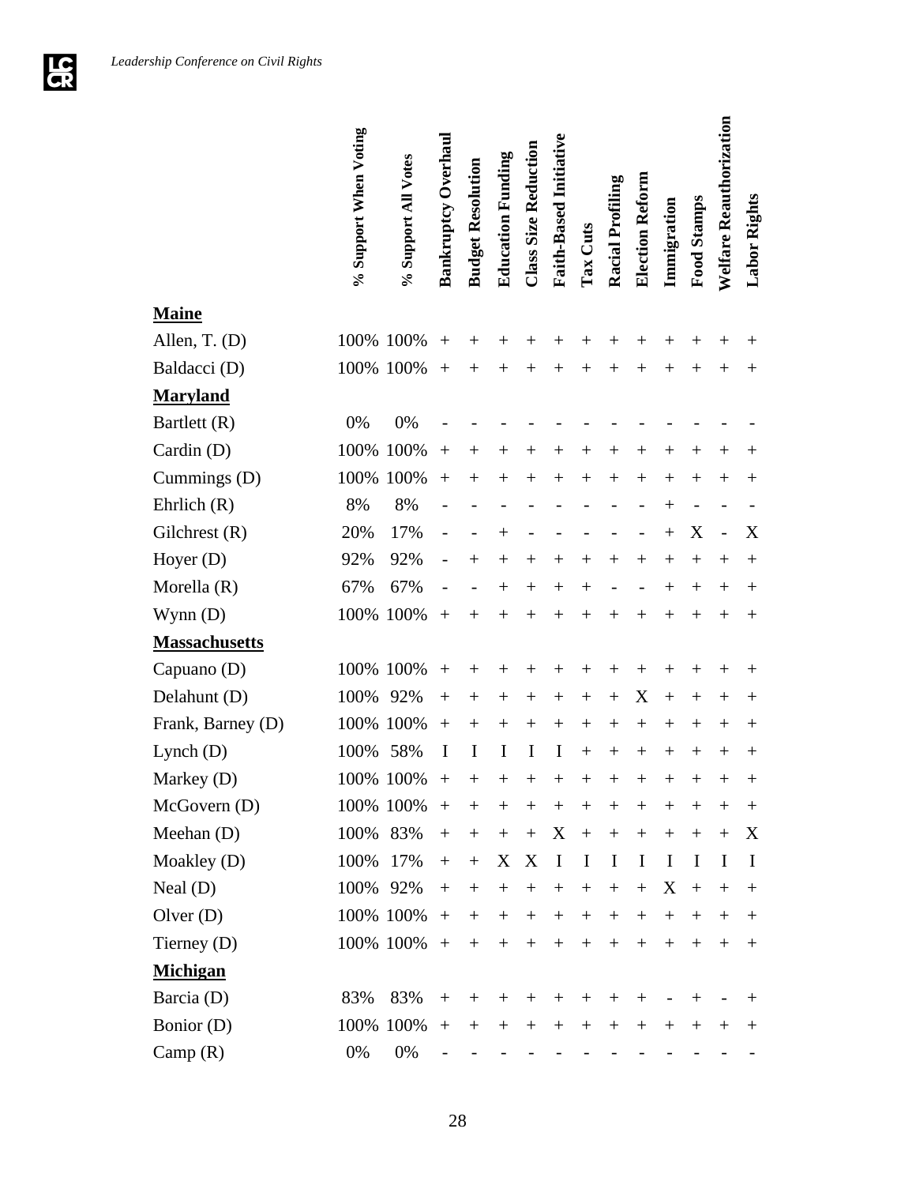| | % Support When Voting | % Support All Votes | Bankruptcy Overhaul | Budget Resolution | Education Funding | Class Size Reduction | Faith-Based Initiative | Tax Cuts | Racial Profiling | Election Reform | Immigration | Food Stamps | Welfare Reauthorization | Labor Rights |
|---|---|---|---|---|---|---|---|---|---|---|---|---|---|---|
| **Maine** | | | | | | | | | | | | | | |
| Allen, T. (D) | 100% | 100% | + | + | + | + | + | + | + | + | + | + | + | + |
| Baldacci (D) | 100% | 100% | + | + | + | + | + | + | + | + | + | + | + | + |
| **Maryland** | | | | | | | | | | | | | | |
| Bartlett (R) | 0% | 0% | - | - | - | - | - | - | - | - | - | - | - | - |
| Cardin (D) | 100% | 100% | + | + | + | + | + | + | + | + | + | + | + | + |
| Cummings (D) | 100% | 100% | + | + | + | + | + | + | + | + | + | + | + | + |
| Ehrlich (R) | 8% | 8% | - | - | - | - | - | - | - | - | + | - | - | - |
| Gilchrest (R) | 20% | 17% | - | - | + | - | - | - | - | - | + | X | - | X |
| Hoyer (D) | 92% | 92% | - | + | + | + | + | + | + | + | + | + | + | + |
| Morella (R) | 67% | 67% | - | - | + | + | + | + | - | - | + | + | + | + |
| Wynn (D) | 100% | 100% | + | + | + | + | + | + | + | + | + | + | + | + |
| **Massachusetts** | | | | | | | | | | | | | | |
| Capuano (D) | 100% | 100% | + | + | + | + | + | + | + | + | + | + | + | + |
| Delahunt (D) | 100% | 92% | + | + | + | + | + | + | + | X | + | + | + | + |
| Frank, Barney (D) | 100% | 100% | + | + | + | + | + | + | + | + | + | + | + | + |
| Lynch (D) | 100% | 58% | I | I | I | I | I | + | + | + | + | + | + | + |
| Markey (D) | 100% | 100% | + | + | + | + | + | + | + | + | + | + | + | + |
| McGovern (D) | 100% | 100% | + | + | + | + | + | + | + | + | + | + | + | + |
| Meehan (D) | 100% | 83% | + | + | + | + | X | + | + | + | + | + | + | X |
| Moakley (D) | 100% | 17% | + | + | X | X | I | I | I | I | I | I | I | I |
| Neal (D) | 100% | 92% | + | + | + | + | + | + | + | + | X | + | + | + |
| Olver (D) | 100% | 100% | + | + | + | + | + | + | + | + | + | + | + | + |
| Tierney (D) | 100% | 100% | + | + | + | + | + | + | + | + | + | + | + | + |
| **Michigan** | | | | | | | | | | | | | | |
| Barcia (D) | 83% | 83% | + | + | + | + | + | + | + | + | - | + | - | + |
| Bonior (D) | 100% | 100% | + | + | + | + | + | + | + | + | + | + | + | + |
| Camp (R) | 0% | 0% | - | - | - | - | - | - | - | - | - | - | - | - |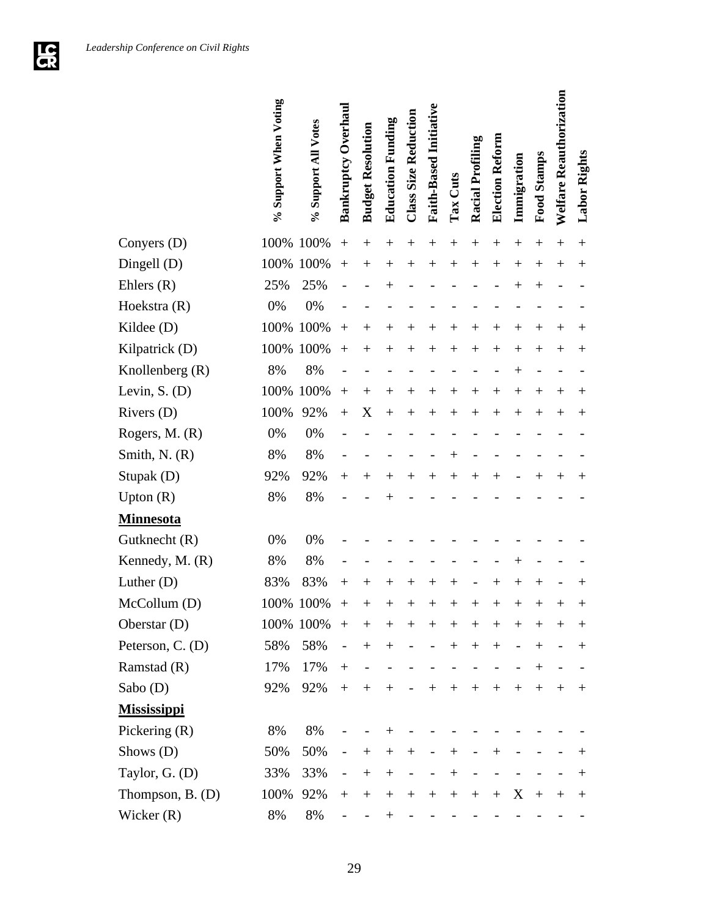| | % Support When Voting | % Support All Votes | Bankruptcy Overhaul | Budget Resolution | Education Funding | Class Size Reduction | Faith-Based Initiative | Tax Cuts | Racial Profiling | Election Reform | Immigration | Food Stamps | Welfare Reauthorization | Labor Rights |
|---|---|---|---|---|---|---|---|---|---|---|---|---|---|---|
| Conyers (D) | 100% | 100% | + | + | + | + | + | + | + | + | + | + | + | + |
| Dingell (D) | 100% | 100% | + | + | + | + | + | + | + | + | + | + | + | + |
| Ehlers (R) | 25% | 25% | - | - | + | - | - | - | - | - | + | + | - | - |
| Hoekstra (R) | 0% | 0% | - | - | - | - | - | - | - | - | - | - | - | - |
| Kildee (D) | 100% | 100% | + | + | + | + | + | + | + | + | + | + | + | + |
| Kilpatrick (D) | 100% | 100% | + | + | + | + | + | + | + | + | + | + | + | + |
| Knollenberg (R) | 8% | 8% | - | - | - | - | - | - | - | - | + | - | - | - |
| Levin, S. (D) | 100% | 100% | + | + | + | + | + | + | + | + | + | + | + | + |
| Rivers (D) | 100% | 92% | + | X | + | + | + | + | + | + | + | + | + | + |
| Rogers, M. (R) | 0% | 0% | - | - | - | - | - | - | - | - | - | - | - | - |
| Smith, N. (R) | 8% | 8% | - | - | - | - | - | + | - | - | - | - | - | - |
| Stupak (D) | 92% | 92% | + | + | + | + | + | + | + | + | - | + | + | + |
| Upton (R) | 8% | 8% | - | - | + | - | - | - | - | - | - | - | - | - |
| **Minnesota** | | | | | | | | | | | | | | |
| Gutknecht (R) | 0% | 0% | - | - | - | - | - | - | - | - | - | - | - | - |
| Kennedy, M. (R) | 8% | 8% | - | - | - | - | - | - | - | - | + | - | - | - |
| Luther (D) | 83% | 83% | + | + | + | + | + | + | - | + | + | + | - | + |
| McCollum (D) | 100% | 100% | + | + | + | + | + | + | + | + | + | + | + | + |
| Oberstar (D) | 100% | 100% | + | + | + | + | + | + | + | + | + | + | + | + |
| Peterson, C. (D) | 58% | 58% | - | + | + | - | - | + | + | + | - | + | - | + |
| Ramstad (R) | 17% | 17% | + | - | - | - | - | - | - | - | - | + | - | - |
| Sabo (D) | 92% | 92% | + | + | + | - | + | + | + | + | + | + | + | + |
| **Mississippi** | | | | | | | | | | | | | | |
| Pickering (R) | 8% | 8% | - | - | + | - | - | - | - | - | - | - | - | - |
| Shows (D) | 50% | 50% | - | + | + | + | - | + | - | + | - | - | - | + |
| Taylor, G. (D) | 33% | 33% | - | + | + | - | - | + | - | - | - | - | - | + |
| Thompson, B. (D) | 100% | 92% | + | + | + | + | + | + | + | + | X | + | + | + |
| Wicker (R) | 8% | 8% | - | - | + | - | - | - | - | - | - | - | - | - |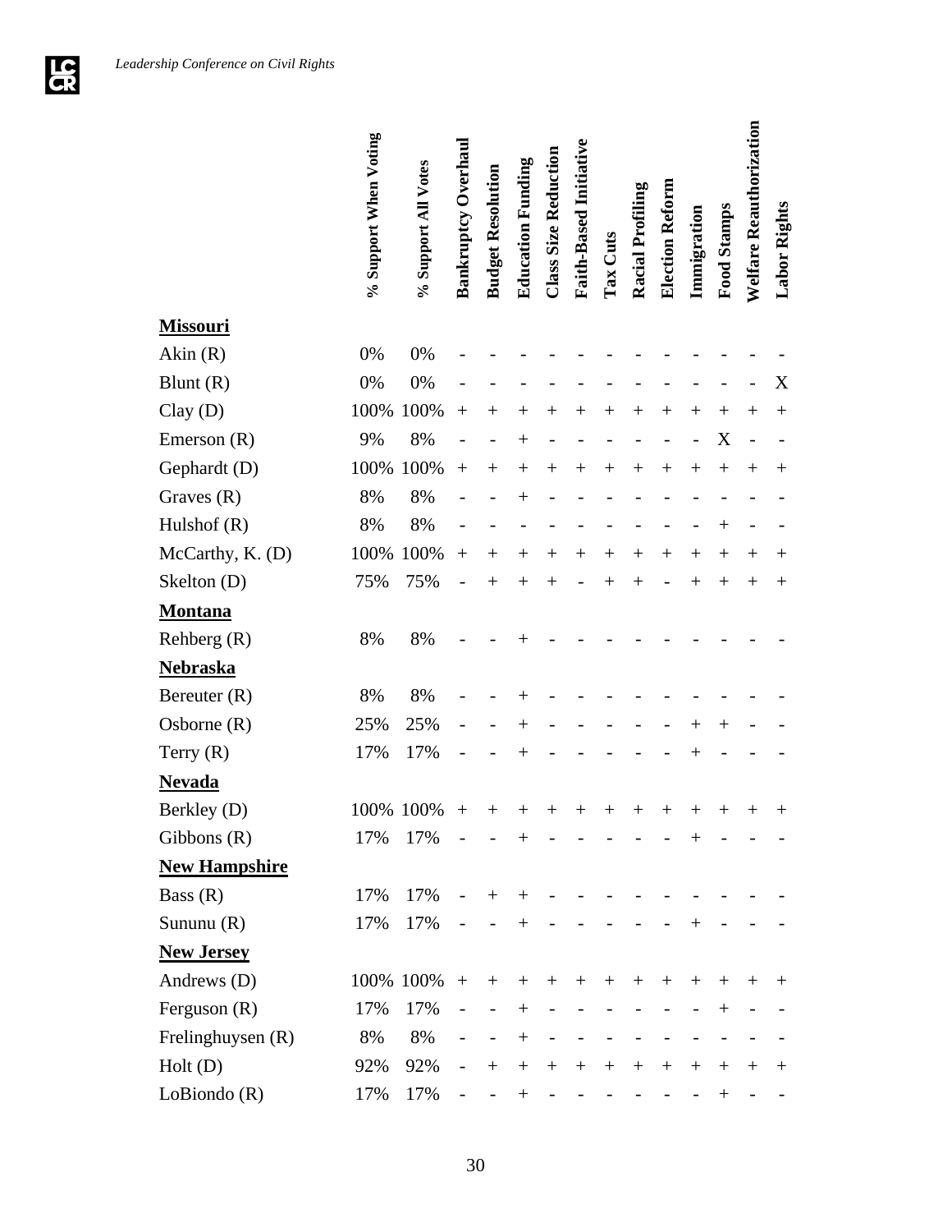| | % Support When Voting | % Support All Votes | Bankruptcy Overhaul | Budget Resolution | Education Funding | Class Size Reduction | Faith-Based Initiative | Tax Cuts | Racial Profiling | Election Reform | Immigration | Food Stamps | Welfare Reauthorization | Labor Rights |
|---|---|---|---|---|---|---|---|---|---|---|---|---|---|---|
| **Missouri** | | | | | | | | | | | | | | |
| Akin (R) | 0% | 0% | - | - | - | - | - | - | - | - | - | - | - | - |
| Blunt (R) | 0% | 0% | - | - | - | - | - | - | - | - | - | - | - | X |
| Clay (D) | 100% | 100% | + | + | + | + | + | + | + | + | + | + | + | + |
| Emerson (R) | 9% | 8% | - | - | + | - | - | - | - | - | - | X | - | - |
| Gephardt (D) | 100% | 100% | + | + | + | + | + | + | + | + | + | + | + | + |
| Graves (R) | 8% | 8% | - | - | + | - | - | - | - | - | - | - | - | - |
| Hulshof (R) | 8% | 8% | - | - | - | - | - | - | - | - | - | + | - | - |
| McCarthy, K. (D) | 100% | 100% | + | + | + | + | + | + | + | + | + | + | + | + |
| Skelton (D) | 75% | 75% | - | + | + | + | - | + | + | - | + | + | + | + |
| **Montana** | | | | | | | | | | | | | | |
| Rehberg (R) | 8% | 8% | - | - | + | - | - | - | - | - | - | - | - | - |
| **Nebraska** | | | | | | | | | | | | | | |
| Bereuter (R) | 8% | 8% | - | - | + | - | - | - | - | - | - | - | - | - |
| Osborne (R) | 25% | 25% | - | - | + | - | - | - | - | - | + | + | - | - |
| Terry (R) | 17% | 17% | - | - | + | - | - | - | - | - | + | - | - | - |
| **Nevada** | | | | | | | | | | | | | | |
| Berkley (D) | 100% | 100% | + | + | + | + | + | + | + | + | + | + | + | + |
| Gibbons (R) | 17% | 17% | - | - | + | - | - | - | - | - | + | - | - | - |
| **New Hampshire** | | | | | | | | | | | | | | |
| Bass (R) | 17% | 17% | - | + | + | - | - | - | - | - | - | - | - | - |
| Sununu (R) | 17% | 17% | - | - | + | - | - | - | - | - | + | - | - | - |
| **New Jersey** | | | | | | | | | | | | | | |
| Andrews (D) | 100% | 100% | + | + | + | + | + | + | + | + | + | + | + | + |
| Ferguson (R) | 17% | 17% | - | - | + | - | - | - | - | - | - | + | - | - |
| Frelinghuysen (R) | 8% | 8% | - | - | + | - | - | - | - | - | - | - | - | - |
| Holt (D) | 92% | 92% | - | + | + | + | + | + | + | + | + | + | + | + |
| LoBiondo (R) | 17% | 17% | - | - | + | - | - | - | - | - | - | + | - | - |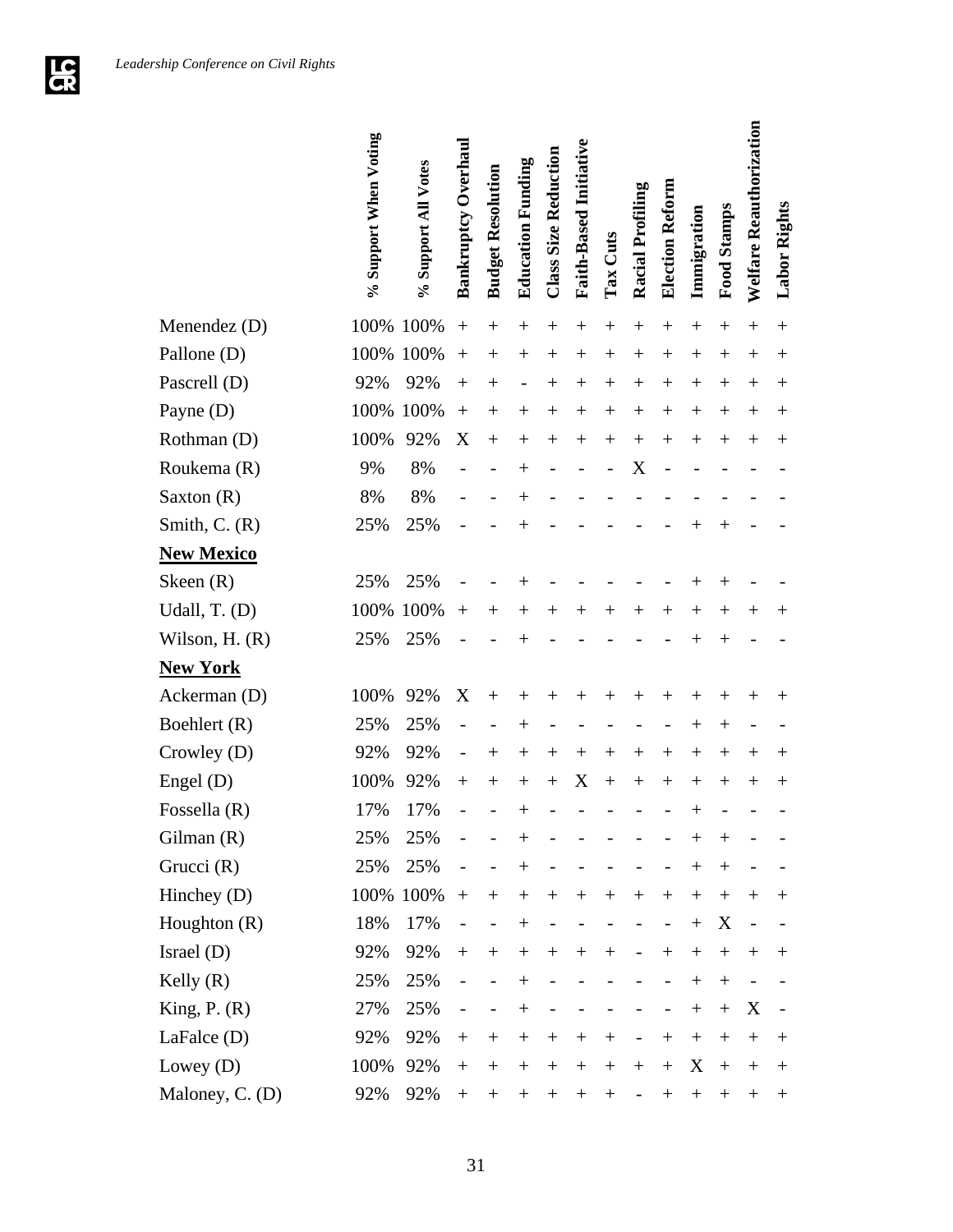| | % Support When Voting | % Support All Votes | Bankruptcy Overhaul | Budget Resolution | Education Funding | Class Size Reduction | Faith-Based Initiative | Tax Cuts | Racial Profiling | Election Reform | Immigration | Food Stamps | Welfare Reauthorization | Labor Rights |
|---|---|---|---|---|---|---|---|---|---|---|---|---|---|---|
| Menendez (D) | 100% | 100% | + | + | + | + | + | + | + | + | + | + | + | + |
| Pallone (D) | 100% | 100% | + | + | + | + | + | + | + | + | + | + | + | + |
| Pascrell (D) | 92% | 92% | + | + | - | + | + | + | + | + | + | + | + | + |
| Payne (D) | 100% | 100% | + | + | + | + | + | + | + | + | + | + | + | + |
| Rothman (D) | 100% | 92% | X | + | + | + | + | + | + | + | + | + | + | + |
| Roukema (R) | 9% | 8% | - | - | + | - | - | - | X | - | - | - | - | - |
| Saxton (R) | 8% | 8% | - | - | + | - | - | - | - | - | - | - | - | - |
| Smith, C. (R) | 25% | 25% | - | - | + | - | - | - | - | - | + | + | - | - |
| **New Mexico** | | | | | | | | | | | | | | |
| Skeen (R) | 25% | 25% | - | - | + | - | - | - | - | - | + | + | - | - |
| Udall, T. (D) | 100% | 100% | + | + | + | + | + | + | + | + | + | + | + | + |
| Wilson, H. (R) | 25% | 25% | - | - | + | - | - | - | - | - | + | + | - | - |
| **New York** | | | | | | | | | | | | | | |
| Ackerman (D) | 100% | 92% | X | + | + | + | + | + | + | + | + | + | + | + |
| Boehlert (R) | 25% | 25% | - | - | + | - | - | - | - | - | + | + | - | - |
| Crowley (D) | 92% | 92% | - | + | + | + | + | + | + | + | + | + | + | + |
| Engel (D) | 100% | 92% | + | + | + | + | X | + | + | + | + | + | + | + |
| Fossella (R) | 17% | 17% | - | - | + | - | - | - | - | - | + | - | - | - |
| Gilman (R) | 25% | 25% | - | - | + | - | - | - | - | - | + | + | - | - |
| Grucci (R) | 25% | 25% | - | - | + | - | - | - | - | - | + | + | - | - |
| Hinchey (D) | 100% | 100% | + | + | + | + | + | + | + | + | + | + | + | + |
| Houghton (R) | 18% | 17% | - | - | + | - | - | - | - | - | + | X | - | - |
| Israel (D) | 92% | 92% | + | + | + | + | + | + | - | + | + | + | + | + |
| Kelly (R) | 25% | 25% | - | - | + | - | - | - | - | - | + | + | - | - |
| King, P. (R) | 27% | 25% | - | - | + | - | - | - | - | - | + | + | X | - |
| LaFalce (D) | 92% | 92% | + | + | + | + | + | + | - | + | + | + | + | + |
| Lowey (D) | 100% | 92% | + | + | + | + | + | + | + | + | X | + | + | + |
| Maloney, C. (D) | 92% | 92% | + | + | + | + | + | + | - | + | + | + | + | + |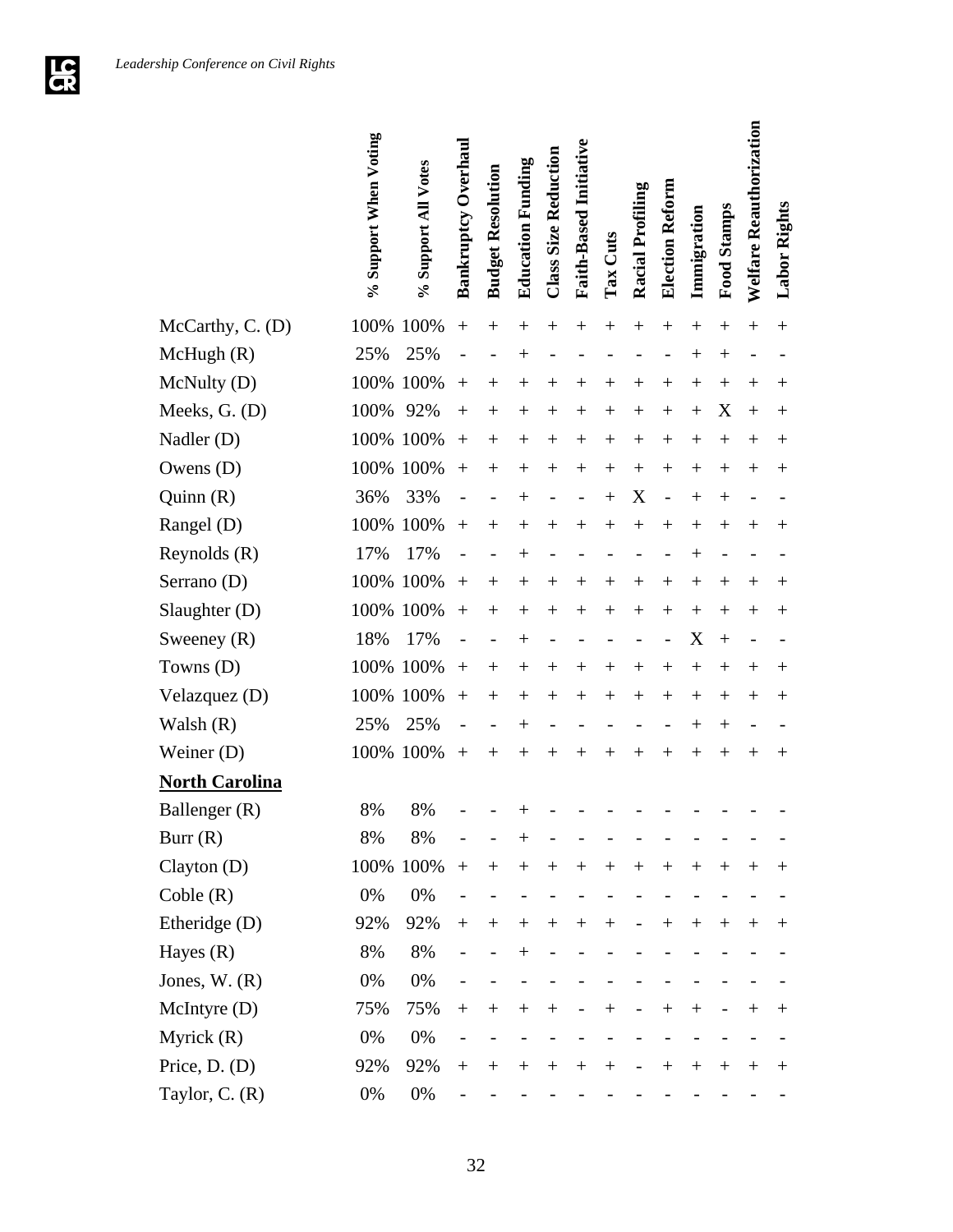| | % Support When Voting | % Support All Votes | Bankruptcy Overhaul | Budget Resolution | Education Funding | Class Size Reduction | Faith-Based Initiative | Tax Cuts | Racial Profiling | Election Reform | Immigration | Food Stamps | Welfare Reauthorization | Labor Rights |
|---|---|---|---|---|---|---|---|---|---|---|---|---|---|---|
| McCarthy, C. (D) | 100% | 100% | + | + | + | + | + | + | + | + | + | + | + | + |
| McHugh (R) | 25% | 25% | - | - | + | - | - | - | - | - | + | + | - | - |
| McNulty (D) | 100% | 100% | + | + | + | + | + | + | + | + | + | + | + | + |
| Meeks, G. (D) | 100% | 92% | + | + | + | + | + | + | + | + | + | X | + | + |
| Nadler (D) | 100% | 100% | + | + | + | + | + | + | + | + | + | + | + | + |
| Owens (D) | 100% | 100% | + | + | + | + | + | + | + | + | + | + | + | + |
| Quinn (R) | 36% | 33% | - | - | + | - | - | + | X | - | + | + | - | - |
| Rangel (D) | 100% | 100% | + | + | + | + | + | + | + | + | + | + | + | + |
| Reynolds (R) | 17% | 17% | - | - | + | - | - | - | - | - | + | - | - | - |
| Serrano (D) | 100% | 100% | + | + | + | + | + | + | + | + | + | + | + | + |
| Slaughter (D) | 100% | 100% | + | + | + | + | + | + | + | + | + | + | + | + |
| Sweeney (R) | 18% | 17% | - | - | + | - | - | - | - | - | X | + | - | - |
| Towns (D) | 100% | 100% | + | + | + | + | + | + | + | + | + | + | + | + |
| Velazquez (D) | 100% | 100% | + | + | + | + | + | + | + | + | + | + | + | + |
| Walsh (R) | 25% | 25% | - | - | + | - | - | - | - | - | + | + | - | - |
| Weiner (D) | 100% | 100% | + | + | + | + | + | + | + | + | + | + | + | + |
| **North Carolina** | | | | | | | | | | | | | | |
| Ballenger (R) | 8% | 8% | - | - | + | - | - | - | - | - | - | - | - | - |
| Burr (R) | 8% | 8% | - | - | + | - | - | - | - | - | - | - | - | - |
| Clayton (D) | 100% | 100% | + | + | + | + | + | + | + | + | + | + | + | + |
| Coble (R) | 0% | 0% | - | - | - | - | - | - | - | - | - | - | - | - |
| Etheridge (D) | 92% | 92% | + | + | + | + | + | + | - | + | + | + | + | + |
| Hayes (R) | 8% | 8% | - | - | + | - | - | - | - | - | - | - | - | - |
| Jones, W. (R) | 0% | 0% | - | - | - | - | - | - | - | - | - | - | - | - |
| McIntyre (D) | 75% | 75% | + | + | + | + | - | + | - | + | + | - | + | + |
| Myrick (R) | 0% | 0% | - | - | - | - | - | - | - | - | - | - | - | - |
| Price, D. (D) | 92% | 92% | + | + | + | + | + | + | - | + | + | + | + | + |
| Taylor, C. (R) | 0% | 0% | - | - | - | - | - | - | - | - | - | - | - | - |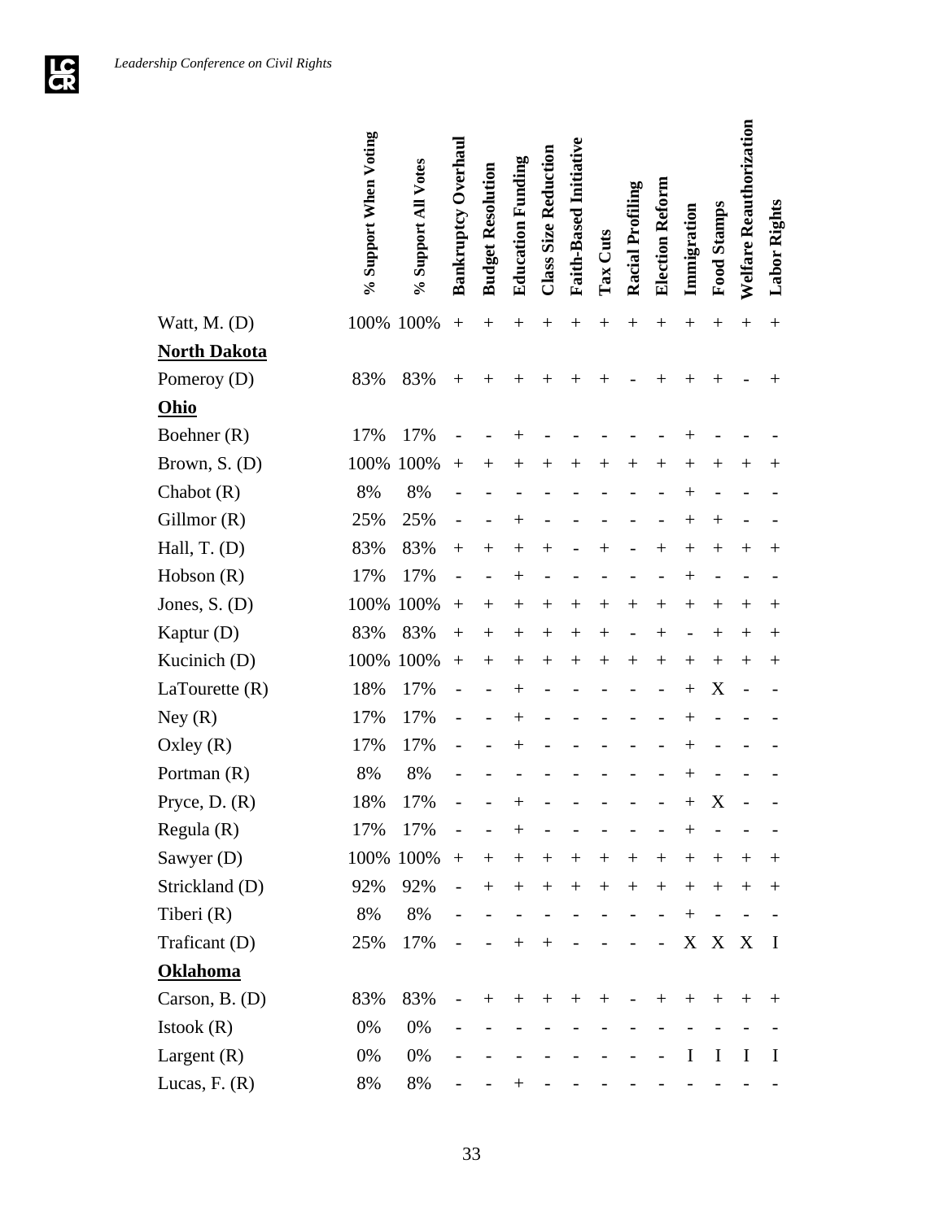| | % Support When Voting | % Support All Votes | Bankruptcy Overhaul | Budget Resolution | Education Funding | Class Size Reduction | Faith-Based Initiative | Tax Cuts | Racial Profiling | Election Reform | Immigration | Food Stamps | Welfare Reauthorization | Labor Rights |
|---|---|---|---|---|---|---|---|---|---|---|---|---|---|---|
| Watt, M. (D) | 100% | 100% | + | + | + | + | + | + | + | + | + | + | + | + |
| **North Dakota** | | | | | | | | | | | | | | |
| Pomeroy (D) | 83% | 83% | + | + | + | + | + | + | - | + | + | + | - | + |
| **Ohio** | | | | | | | | | | | | | | |
| Boehner (R) | 17% | 17% | - | - | + | - | - | - | - | - | + | - | - | - |
| Brown, S. (D) | 100% | 100% | + | + | + | + | + | + | + | + | + | + | + | + |
| Chabot (R) | 8% | 8% | - | - | - | - | - | - | - | - | + | - | - | - |
| Gillmor (R) | 25% | 25% | - | - | + | - | - | - | - | - | + | + | - | - |
| Hall, T. (D) | 83% | 83% | + | + | + | + | - | + | - | + | + | + | + | + |
| Hobson (R) | 17% | 17% | - | - | + | - | - | - | - | - | + | - | - | - |
| Jones, S. (D) | 100% | 100% | + | + | + | + | + | + | + | + | + | + | + | + |
| Kaptur (D) | 83% | 83% | + | + | + | + | + | + | - | + | - | + | + | + |
| Kucinich (D) | 100% | 100% | + | + | + | + | + | + | + | + | + | + | + | + |
| LaTourette (R) | 18% | 17% | - | - | + | - | - | - | - | - | + | X | - | - |
| Ney (R) | 17% | 17% | - | - | + | - | - | - | - | - | + | - | - | - |
| Oxley (R) | 17% | 17% | - | - | + | - | - | - | - | - | + | - | - | - |
| Portman (R) | 8% | 8% | - | - | - | - | - | - | - | - | + | - | - | - |
| Pryce, D. (R) | 18% | 17% | - | - | + | - | - | - | - | - | + | X | - | - |
| Regula (R) | 17% | 17% | - | - | + | - | - | - | - | - | + | - | - | - |
| Sawyer (D) | 100% | 100% | + | + | + | + | + | + | + | + | + | + | + | + |
| Strickland (D) | 92% | 92% | - | + | + | + | + | + | + | + | + | + | + | + |
| Tiberi (R) | 8% | 8% | - | - | - | - | - | - | - | - | + | - | - | - |
| Traficant (D) | 25% | 17% | - | - | + | + | - | - | - | - | X | X | X | I |
| **Oklahoma** | | | | | | | | | | | | | | |
| Carson, B. (D) | 83% | 83% | - | + | + | + | + | + | - | + | + | + | + | + |
| Istook (R) | 0% | 0% | - | - | - | - | - | - | - | - | - | - | - | - |
| Largent (R) | 0% | 0% | - | - | - | - | - | - | - | - | I | I | I | I |
| Lucas, F. (R) | 8% | 8% | - | - | + | - | - | - | - | - | - | - | - | - |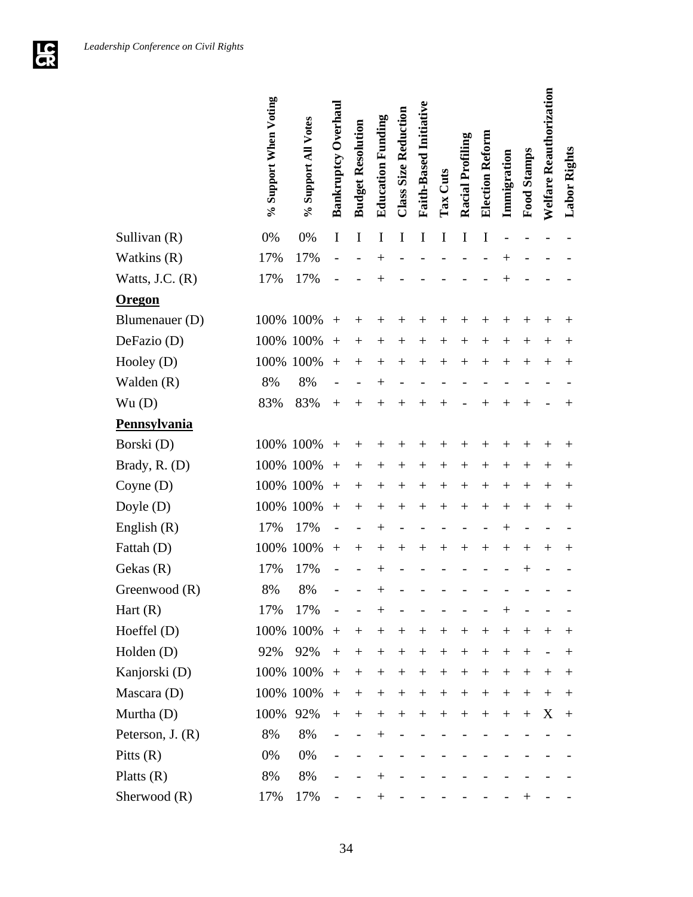| | % Support When Voting | % Support All Votes | Bankruptcy Overhaul | Budget Resolution | Education Funding | Class Size Reduction | Faith-Based Initiative | Tax Cuts | Racial Profiling | Election Reform | Immigration | Food Stamps | Welfare Reauthorization | Labor Rights |
|---|---|---|---|---|---|---|---|---|---|---|---|---|---|---|
| Sullivan (R) | 0% | 0% | I | I | I | I | I | I | I | I | - | - | - | - |
| Watkins (R) | 17% | 17% | - | - | + | - | - | - | - | - | + | - | - | - |
| Watts, J.C. (R) | 17% | 17% | - | - | + | - | - | - | - | - | + | - | - | - |
| **Oregon** | | | | | | | | | | | | | | |
| Blumenauer (D) | 100% | 100% | + | + | + | + | + | + | + | + | + | + | + | + |
| DeFazio (D) | 100% | 100% | + | + | + | + | + | + | + | + | + | + | + | + |
| Hooley (D) | 100% | 100% | + | + | + | + | + | + | + | + | + | + | + | + |
| Walden (R) | 8% | 8% | - | - | + | - | - | - | - | - | - | - | - | - |
| Wu (D) | 83% | 83% | + | + | + | + | + | + | - | + | + | + | - | + |
| **Pennsylvania** | | | | | | | | | | | | | | |
| Borski (D) | 100% | 100% | + | + | + | + | + | + | + | + | + | + | + | + |
| Brady, R. (D) | 100% | 100% | + | + | + | + | + | + | + | + | + | + | + | + |
| Coyne (D) | 100% | 100% | + | + | + | + | + | + | + | + | + | + | + | + |
| Doyle (D) | 100% | 100% | + | + | + | + | + | + | + | + | + | + | + | + |
| English (R) | 17% | 17% | - | - | + | - | - | - | - | - | + | - | - | - |
| Fattah (D) | 100% | 100% | + | + | + | + | + | + | + | + | + | + | + | + |
| Gekas (R) | 17% | 17% | - | - | + | - | - | - | - | - | - | + | - | - |
| Greenwood (R) | 8% | 8% | - | - | + | - | - | - | - | - | - | - | - | - |
| Hart (R) | 17% | 17% | - | - | + | - | - | - | - | - | + | - | - | - |
| Hoeffel (D) | 100% | 100% | + | + | + | + | + | + | + | + | + | + | + | + |
| Holden (D) | 92% | 92% | + | + | + | + | + | + | + | + | + | + | - | + |
| Kanjorski (D) | 100% | 100% | + | + | + | + | + | + | + | + | + | + | + | + |
| Mascara (D) | 100% | 100% | + | + | + | + | + | + | + | + | + | + | + | + |
| Murtha (D) | 100% | 92% | + | + | + | + | + | + | + | + | + | + | X | + |
| Peterson, J. (R) | 8% | 8% | - | - | + | - | - | - | - | - | - | - | - | - |
| Pitts (R) | 0% | 0% | - | - | - | - | - | - | - | - | - | - | - | - |
| Platts (R) | 8% | 8% | - | - | + | - | - | - | - | - | - | - | - | - |
| Sherwood (R) | 17% | 17% | - | - | + | - | - | - | - | - | - | + | - | - |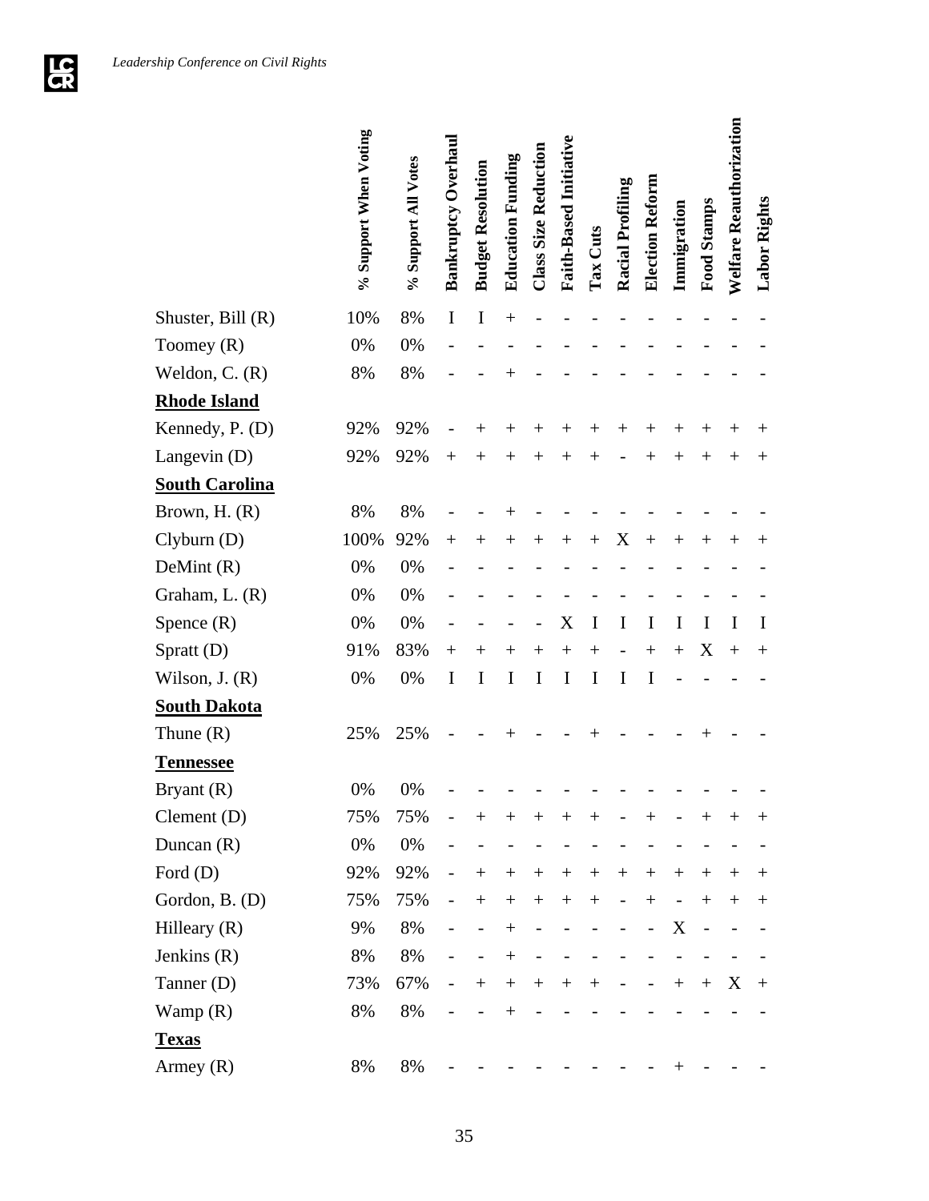| | % Support When Voting | % Support All Votes | Bankruptcy Overhaul | Budget Resolution | Education Funding | Class Size Reduction | Faith-Based Initiative | Tax Cuts | Racial Profiling | Election Reform | Immigration | Food Stamps | Welfare Reauthorization | Labor Rights |
|---|---|---|---|---|---|---|---|---|---|---|---|---|---|---|
| Shuster, Bill (R) | 10% | 8% | I | I | + | - | - | - | - | - | - | - | - | - |
| Toomey (R) | 0% | 0% | - | - | - | - | - | - | - | - | - | - | - | - |
| Weldon, C. (R) | 8% | 8% | - | - | + | - | - | - | - | - | - | - | - | - |
| **Rhode Island** | | | | | | | | | | | | | | |
| Kennedy, P. (D) | 92% | 92% | - | + | + | + | + | + | + | + | + | + | + | + |
| Langevin (D) | 92% | 92% | + | + | + | + | + | + | - | + | + | + | + | + |
| **South Carolina** | | | | | | | | | | | | | | |
| Brown, H. (R) | 8% | 8% | - | - | + | - | - | - | - | - | - | - | - | - |
| Clyburn (D) | 100% | 92% | + | + | + | + | + | + | X | + | + | + | + | + |
| DeMint (R) | 0% | 0% | - | - | - | - | - | - | - | - | - | - | - | - |
| Graham, L. (R) | 0% | 0% | - | - | - | - | - | - | - | - | - | - | - | - |
| Spence (R) | 0% | 0% | - | - | - | - | X | I | I | I | I | I | I | I |
| Spratt (D) | 91% | 83% | + | + | + | + | + | + | - | + | + | X | + | + |
| Wilson, J. (R) | 0% | 0% | I | I | I | I | I | I | I | I | - | - | - | - |
| **South Dakota** | | | | | | | | | | | | | | |
| Thune (R) | 25% | 25% | - | - | + | - | - | + | - | - | - | + | - | - |
| **Tennessee** | | | | | | | | | | | | | | |
| Bryant (R) | 0% | 0% | - | - | - | - | - | - | - | - | - | - | - | - |
| Clement (D) | 75% | 75% | - | + | + | + | + | + | - | + | - | + | + | + |
| Duncan (R) | 0% | 0% | - | - | - | - | - | - | - | - | - | - | - | - |
| Ford (D) | 92% | 92% | - | + | + | + | + | + | + | + | + | + | + | + |
| Gordon, B. (D) | 75% | 75% | - | + | + | + | + | + | - | + | - | + | + | + |
| Hilleary (R) | 9% | 8% | - | - | + | - | - | - | - | - | X | - | - | - |
| Jenkins (R) | 8% | 8% | - | - | + | - | - | - | - | - | - | - | - | - |
| Tanner (D) | 73% | 67% | - | + | + | + | + | + | - | - | + | + | X | + |
| Wamp (R) | 8% | 8% | - | - | + | - | - | - | - | - | - | - | - | - |
| **Texas** | | | | | | | | | | | | | | |
| Armey (R) | 8% | 8% | - | - | - | - | - | - | - | - | + | - | - | - |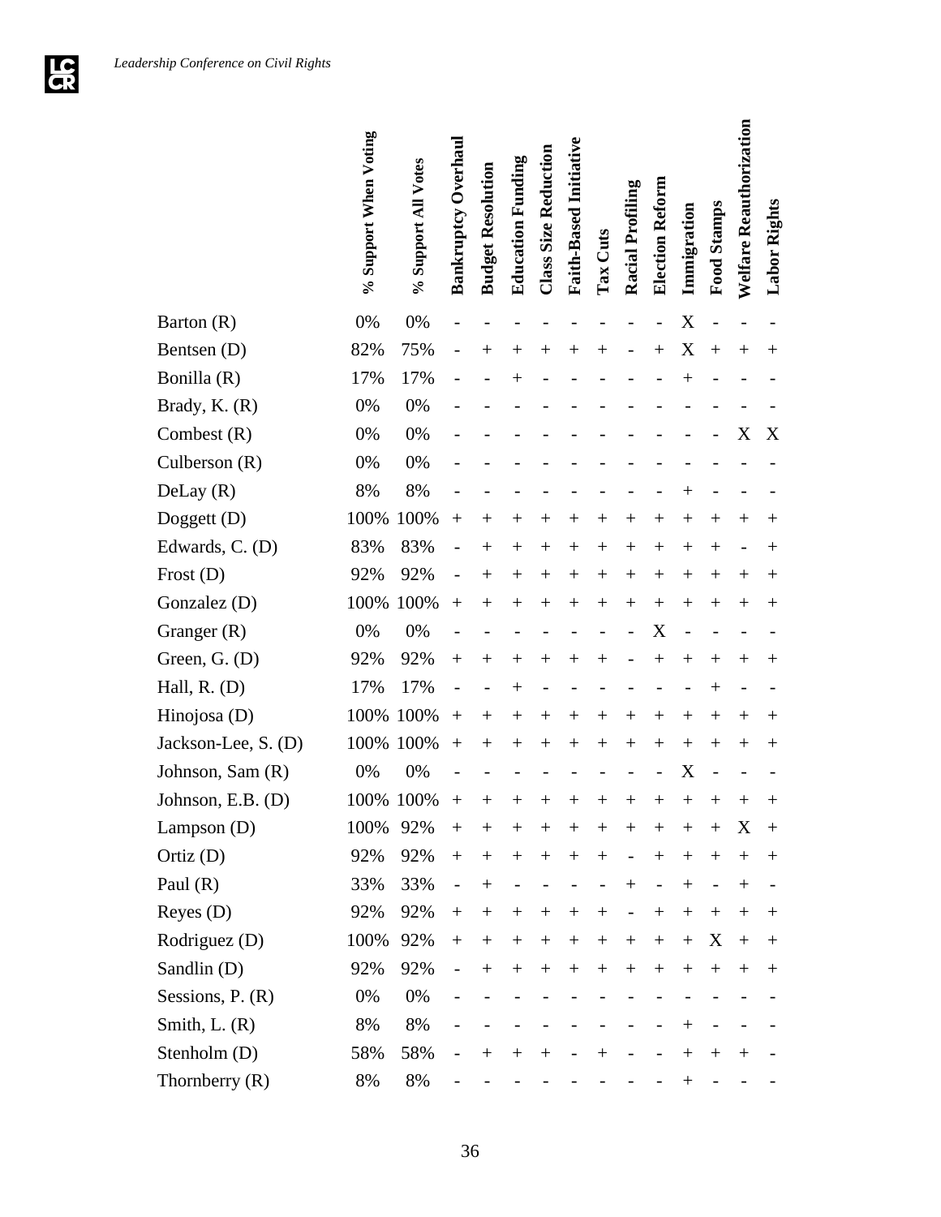| | % Support When Voting | % Support All Votes | Bankruptcy Overhaul | Budget Resolution | Education Funding | Class Size Reduction | Faith-Based Initiative | Tax Cuts | Racial Profiling | Election Reform | Immigration | Food Stamps | Welfare Reauthorization | Labor Rights |
|---|---|---|---|---|---|---|---|---|---|---|---|---|---|---|
| Barton (R) | 0% | 0% | - | - | - | - | - | - | - | - | X | - | - | - |
| Bentsen (D) | 82% | 75% | - | + | + | + | + | + | - | + | X | + | + | + |
| Bonilla (R) | 17% | 17% | - | - | + | - | - | - | - | - | + | - | - | - |
| Brady, K. (R) | 0% | 0% | - | - | - | - | - | - | - | - | - | - | - | - |
| Combest (R) | 0% | 0% | - | - | - | - | - | - | - | - | - | - | X | X |
| Culberson (R) | 0% | 0% | - | - | - | - | - | - | - | - | - | - | - | - |
| DeLay (R) | 8% | 8% | - | - | - | - | - | - | - | - | + | - | - | - |
| Doggett (D) | 100% | 100% | + | + | + | + | + | + | + | + | + | + | + | + |
| Edwards, C. (D) | 83% | 83% | - | + | + | + | + | + | + | + | + | + | - | + |
| Frost (D) | 92% | 92% | - | + | + | + | + | + | + | + | + | + | + | + |
| Gonzalez (D) | 100% | 100% | + | + | + | + | + | + | + | + | + | + | + | + |
| Granger (R) | 0% | 0% | - | - | - | - | - | - | - | X | - | - | - | - |
| Green, G. (D) | 92% | 92% | + | + | + | + | + | + | - | + | + | + | + | + |
| Hall, R. (D) | 17% | 17% | - | - | + | - | - | - | - | - | - | + | - | - |
| Hinojosa (D) | 100% | 100% | + | + | + | + | + | + | + | + | + | + | + | + |
| Jackson-Lee, S. (D) | 100% | 100% | + | + | + | + | + | + | + | + | + | + | + | + |
| Johnson, Sam (R) | 0% | 0% | - | - | - | - | - | - | - | - | X | - | - | - |
| Johnson, E.B. (D) | 100% | 100% | + | + | + | + | + | + | + | + | + | + | + | + |
| Lampson (D) | 100% | 92% | + | + | + | + | + | + | + | + | + | + | X | + |
| Ortiz (D) | 92% | 92% | + | + | + | + | + | + | - | + | + | + | + | + |
| Paul (R) | 33% | 33% | - | + | - | - | - | - | + | - | + | - | + | - |
| Reyes (D) | 92% | 92% | + | + | + | + | + | + | - | + | + | + | + | + |
| Rodriguez (D) | 100% | 92% | + | + | + | + | + | + | + | + | + | X | + | + |
| Sandlin (D) | 92% | 92% | - | + | + | + | + | + | + | + | + | + | + | + |
| Sessions, P. (R) | 0% | 0% | - | - | - | - | - | - | - | - | - | - | - | - |
| Smith, L. (R) | 8% | 8% | - | - | - | - | - | - | - | - | + | - | - | - |
| Stenholm (D) | 58% | 58% | - | + | + | + | - | + | - | - | + | + | + | - |
| Thornberry (R) | 8% | 8% | - | - | - | - | - | - | - | - | + | - | - | - |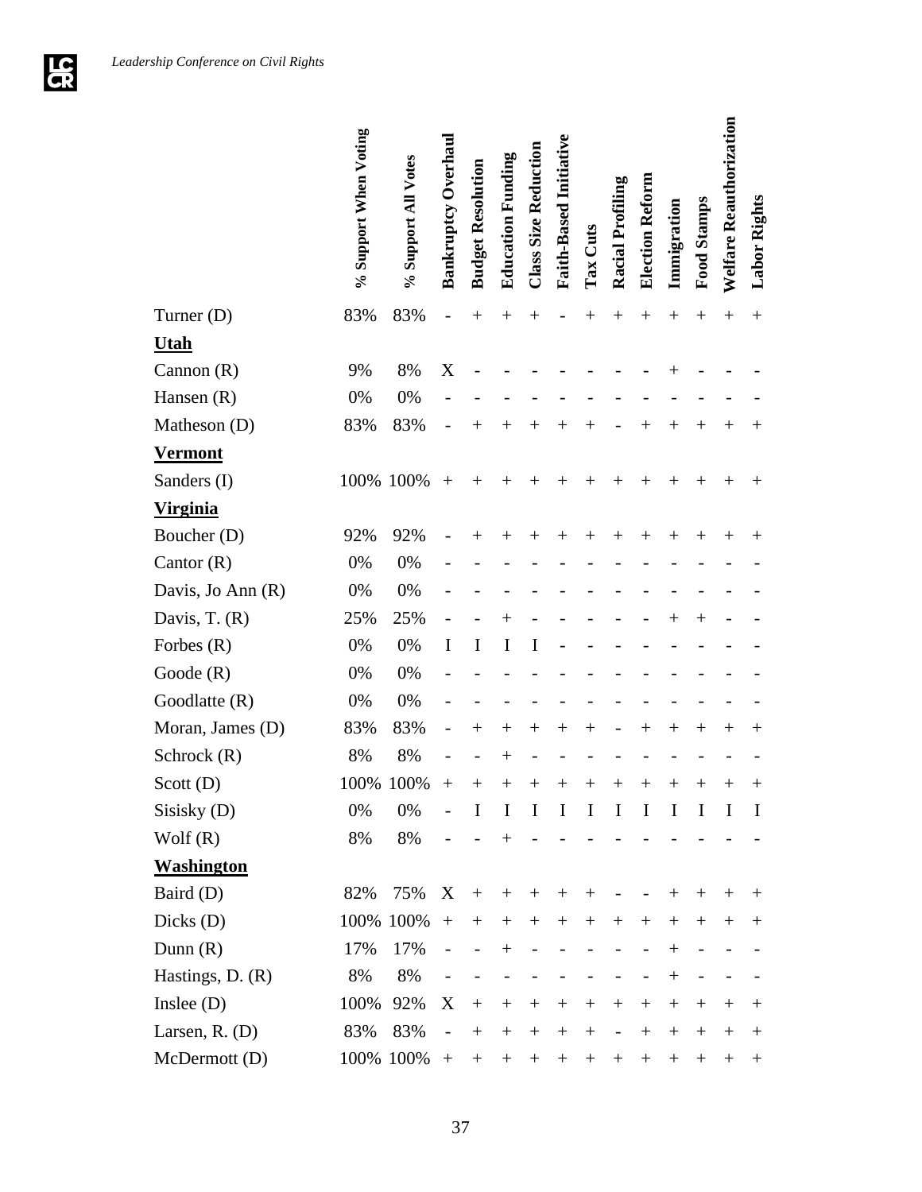| | % Support When Voting | % Support All Votes | Bankruptcy Overhaul | Budget Resolution | Education Funding | Class Size Reduction | Faith-Based Initiative | Tax Cuts | Racial Profiling | Election Reform | Immigration | Food Stamps | Welfare Reauthorization | Labor Rights |
|---|---|---|---|---|---|---|---|---|---|---|---|---|---|---|
| Turner (D) | 83% | 83% | - | + | + | + | - | + | + | + | + | + | + | + |
| **Utah** | | | | | | | | | | | | | | |
| Cannon (R) | 9% | 8% | X | - | - | - | - | - | - | - | + | - | - | - |
| Hansen (R) | 0% | 0% | - | - | - | - | - | - | - | - | - | - | - | - |
| Matheson (D) | 83% | 83% | - | + | + | + | + | + | - | + | + | + | + | + |
| **Vermont** | | | | | | | | | | | | | | |
| Sanders (I) | 100% | 100% | + | + | + | + | + | + | + | + | + | + | + | + |
| **Virginia** | | | | | | | | | | | | | | |
| Boucher (D) | 92% | 92% | - | + | + | + | + | + | + | + | + | + | + | + |
| Cantor (R) | 0% | 0% | - | - | - | - | - | - | - | - | - | - | - | - |
| Davis, Jo Ann (R) | 0% | 0% | - | - | - | - | - | - | - | - | - | - | - | - |
| Davis, T. (R) | 25% | 25% | - | - | + | - | - | - | - | - | + | + | - | - |
| Forbes (R) | 0% | 0% | I | I | I | I | - | - | - | - | - | - | - | - |
| Goode (R) | 0% | 0% | - | - | - | - | - | - | - | - | - | - | - | - |
| Goodlatte (R) | 0% | 0% | - | - | - | - | - | - | - | - | - | - | - | - |
| Moran, James (D) | 83% | 83% | - | + | + | + | + | + | - | + | + | + | + | + |
| Schrock (R) | 8% | 8% | - | - | + | - | - | - | - | - | - | - | - | - |
| Scott (D) | 100% | 100% | + | + | + | + | + | + | + | + | + | + | + | + |
| Sisisky (D) | 0% | 0% | - | I | I | I | I | I | I | I | I | I | I | I |
| Wolf (R) | 8% | 8% | - | - | + | - | - | - | - | - | - | - | - | - |
| **Washington** | | | | | | | | | | | | | | |
| Baird (D) | 82% | 75% | X | + | + | + | + | + | - | - | + | + | + | + |
| Dicks (D) | 100% | 100% | + | + | + | + | + | + | + | + | + | + | + | + |
| Dunn (R) | 17% | 17% | - | - | + | - | - | - | - | - | + | - | - | - |
| Hastings, D. (R) | 8% | 8% | - | - | - | - | - | - | - | - | + | - | - | - |
| Inslee (D) | 100% | 92% | X | + | + | + | + | + | + | + | + | + | + | + |
| Larsen, R. (D) | 83% | 83% | - | + | + | + | + | + | - | + | + | + | + | + |
| McDermott (D) | 100% | 100% | + | + | + | + | + | + | + | + | + | + | + | + |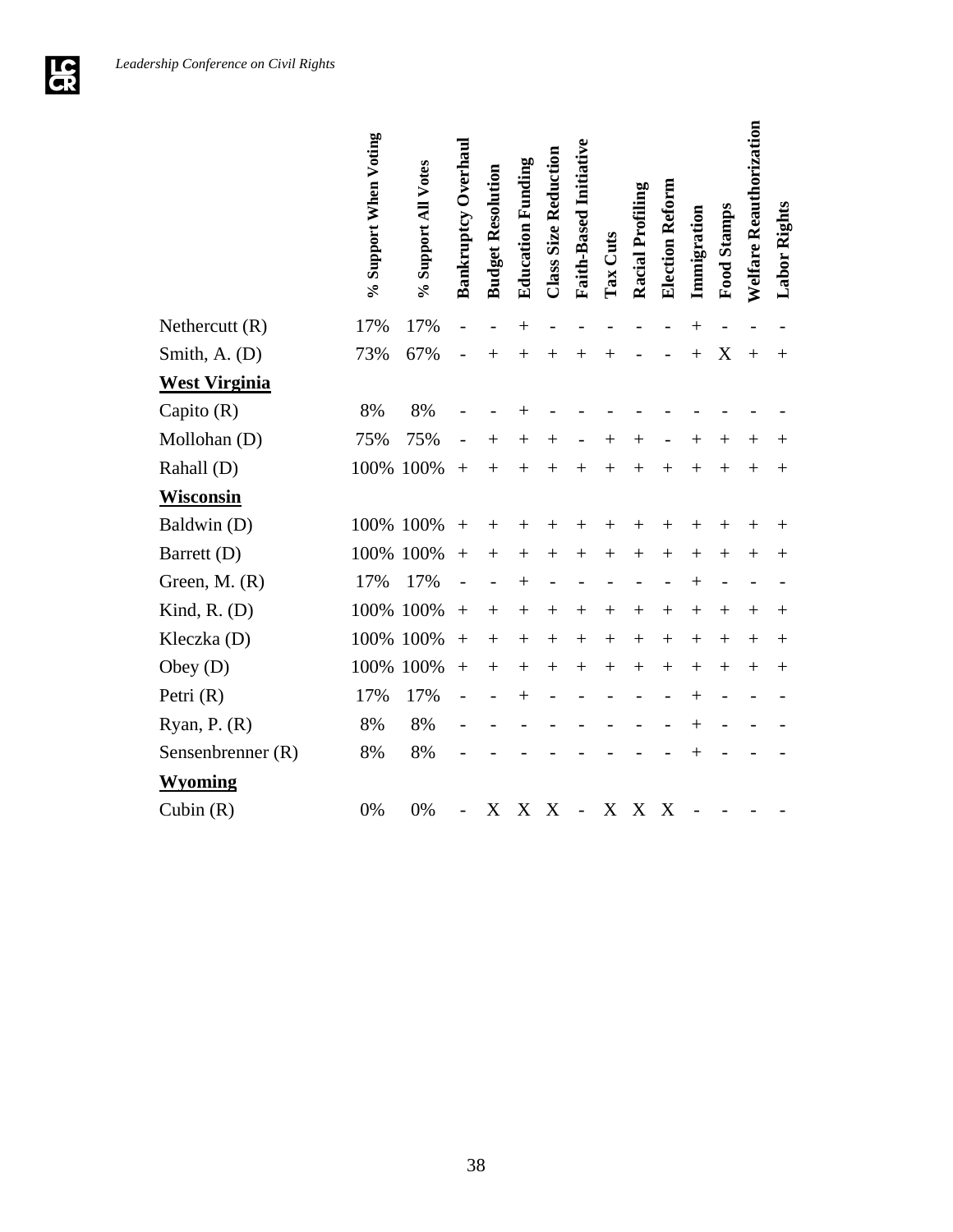| | % Support When Voting | % Support All Votes | Bankruptcy Overhaul | Budget Resolution | Education Funding | Class Size Reduction | Faith-Based Initiative | Tax Cuts | Racial Profiling | Election Reform | Immigration | Food Stamps | Welfare Reauthorization | Labor Rights |
|---|---|---|---|---|---|---|---|---|---|---|---|---|---|---|
| Nethercutt (R) | 17% | 17% | - | - | + | - | - | - | - | - | + | - | - | - |
| Smith, A. (D) | 73% | 67% | - | + | + | + | + | + | - | - | + | X | + | + |
| **West Virginia** | | | | | | | | | | | | | | |
| Capito (R) | 8% | 8% | - | - | + | - | - | - | - | - | - | - | - | - |
| Mollohan (D) | 75% | 75% | - | + | + | + | - | + | + | - | + | + | + | + |
| Rahall (D) | 100% | 100% | + | + | + | + | + | + | + | + | + | + | + | + |
| **Wisconsin** | | | | | | | | | | | | | | |
| Baldwin (D) | 100% | 100% | + | + | + | + | + | + | + | + | + | + | + | + |
| Barrett (D) | 100% | 100% | + | + | + | + | + | + | + | + | + | + | + | + |
| Green, M. (R) | 17% | 17% | - | - | + | - | - | - | - | - | + | - | - | - |
| Kind, R. (D) | 100% | 100% | + | + | + | + | + | + | + | + | + | + | + | + |
| Kleczka (D) | 100% | 100% | + | + | + | + | + | + | + | + | + | + | + | + |
| Obey (D) | 100% | 100% | + | + | + | + | + | + | + | + | + | + | + | + |
| Petri (R) | 17% | 17% | - | - | + | - | - | - | - | - | + | - | - | - |
| Ryan, P. (R) | 8% | 8% | - | - | - | - | - | - | - | - | + | - | - | - |
| Sensenbrenner (R) | 8% | 8% | - | - | - | - | - | - | - | - | + | - | - | - |
| **Wyoming** | | | | | | | | | | | | | | |
| Cubin (R) | 0% | 0% | - | X | X | X | - | X | X | X | - | - | - | - |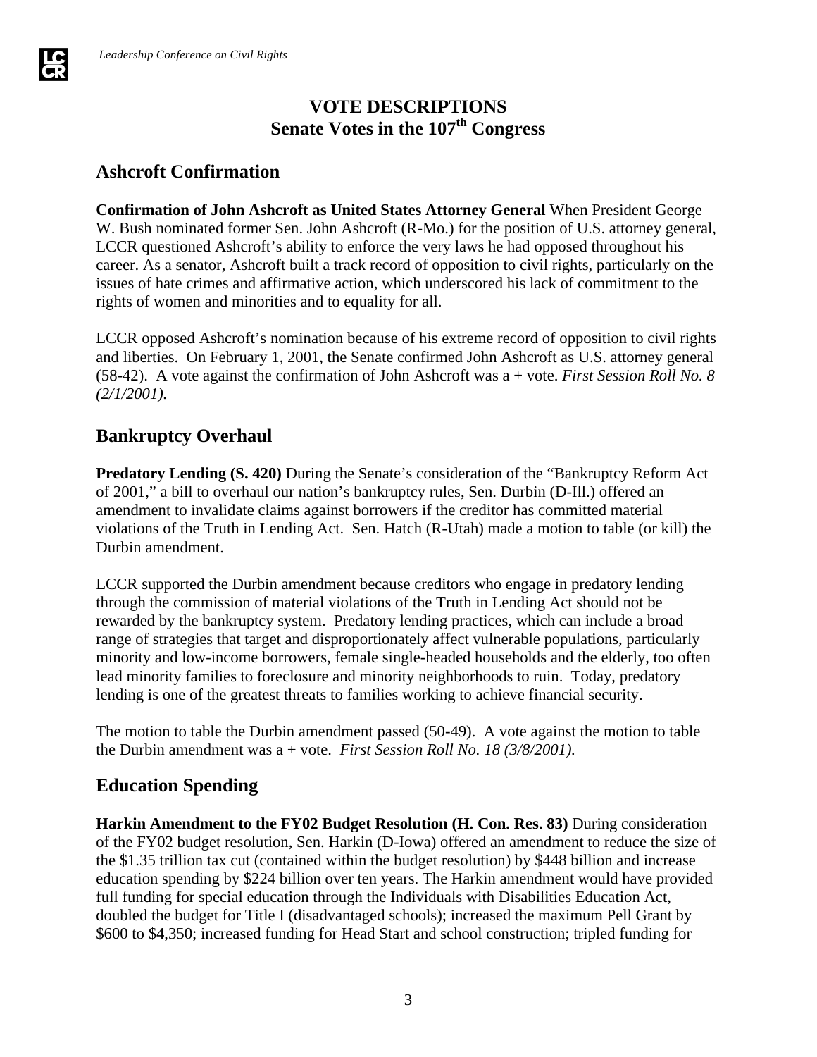# VOTE DESCRIPTIONS
# Senate Votes in the 107th Congress

## Ashcroft Confirmation

**Confirmation of John Ashcroft as United States Attorney General** When President George W. Bush nominated former Sen. John Ashcroft (R-Mo.) for the position of U.S. attorney general, LCCR questioned Ashcroft's ability to enforce the very laws he had opposed throughout his career. As a senator, Ashcroft built a track record of opposition to civil rights, particularly on the issues of hate crimes and affirmative action, which underscored his lack of commitment to the rights of women and minorities and to equality for all.

LCCR opposed Ashcroft's nomination because of his extreme record of opposition to civil rights and liberties. On February 1, 2001, the Senate confirmed John Ashcroft as U.S. attorney general (58-42). A vote against the confirmation of John Ashcroft was a + vote. *First Session Roll No. 8 (2/1/2001).*

## Bankruptcy Overhaul

**Predatory Lending (S. 420)** During the Senate's consideration of the "Bankruptcy Reform Act of 2001," a bill to overhaul our nation's bankruptcy rules, Sen. Durbin (D-Ill.) offered an amendment to invalidate claims against borrowers if the creditor has committed material violations of the Truth in Lending Act. Sen. Hatch (R-Utah) made a motion to table (or kill) the Durbin amendment.

LCCR supported the Durbin amendment because creditors who engage in predatory lending through the commission of material violations of the Truth in Lending Act should not be rewarded by the bankruptcy system. Predatory lending practices, which can include a broad range of strategies that target and disproportionately affect vulnerable populations, particularly minority and low-income borrowers, female single-headed households and the elderly, too often lead minority families to foreclosure and minority neighborhoods to ruin. Today, predatory lending is one of the greatest threats to families working to achieve financial security.

The motion to table the Durbin amendment passed (50-49). A vote against the motion to table the Durbin amendment was a + vote. *First Session Roll No. 18 (3/8/2001).*

## Education Spending

**Harkin Amendment to the FY02 Budget Resolution (H. Con. Res. 83)** During consideration of the FY02 budget resolution, Sen. Harkin (D-Iowa) offered an amendment to reduce the size of the $1.35 trillion tax cut (contained within the budget resolution) by $448 billion and increase education spending by $224 billion over ten years. The Harkin amendment would have provided full funding for special education through the Individuals with Disabilities Education Act, doubled the budget for Title I (disadvantaged schools); increased the maximum Pell Grant by $600 to $4,350; increased funding for Head Start and school construction; tripled funding for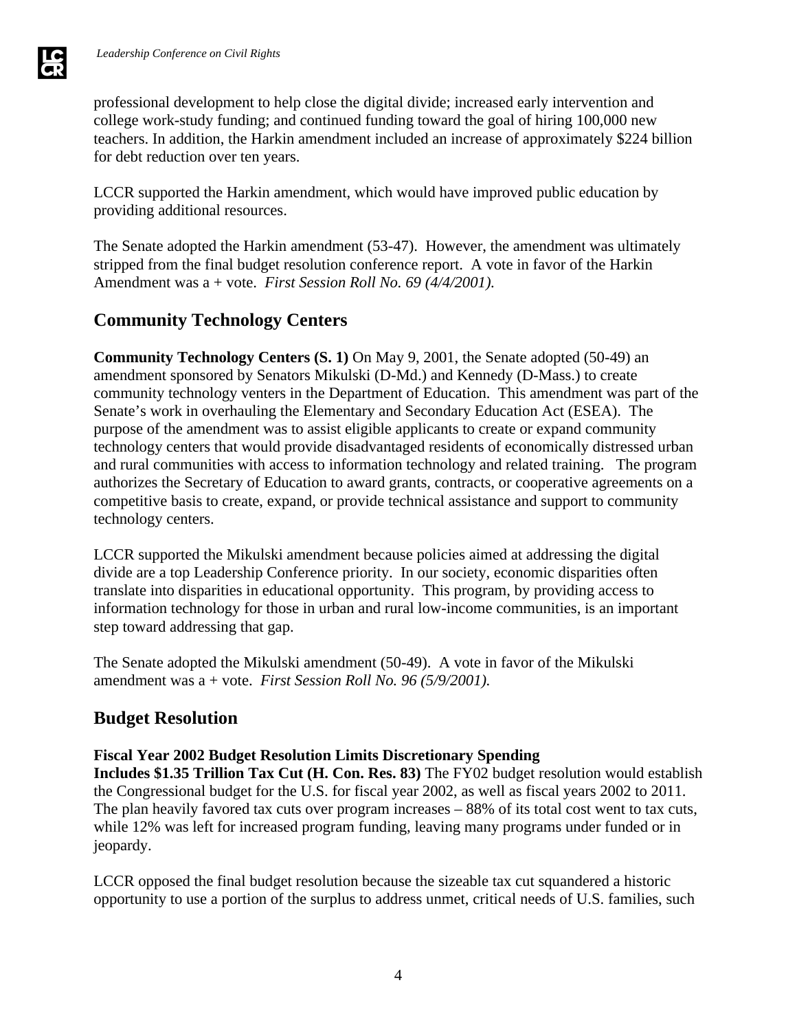professional development to help close the digital divide; increased early intervention and college work-study funding; and continued funding toward the goal of hiring 100,000 new teachers. In addition, the Harkin amendment included an increase of approximately $224 billion for debt reduction over ten years.

LCCR supported the Harkin amendment, which would have improved public education by providing additional resources.

The Senate adopted the Harkin amendment (53-47). However, the amendment was ultimately stripped from the final budget resolution conference report. A vote in favor of the Harkin Amendment was a + vote. *First Session Roll No. 69 (4/4/2001).*

## Community Technology Centers

**Community Technology Centers (S. 1)** On May 9, 2001, the Senate adopted (50-49) an amendment sponsored by Senators Mikulski (D-Md.) and Kennedy (D-Mass.) to create community technology venters in the Department of Education. This amendment was part of the Senate's work in overhauling the Elementary and Secondary Education Act (ESEA). The purpose of the amendment was to assist eligible applicants to create or expand community technology centers that would provide disadvantaged residents of economically distressed urban and rural communities with access to information technology and related training. The program authorizes the Secretary of Education to award grants, contracts, or cooperative agreements on a competitive basis to create, expand, or provide technical assistance and support to community technology centers.

LCCR supported the Mikulski amendment because policies aimed at addressing the digital divide are a top Leadership Conference priority. In our society, economic disparities often translate into disparities in educational opportunity. This program, by providing access to information technology for those in urban and rural low-income communities, is an important step toward addressing that gap.

The Senate adopted the Mikulski amendment (50-49). A vote in favor of the Mikulski amendment was a + vote. *First Session Roll No. 96 (5/9/2001).*

## Budget Resolution

**Fiscal Year 2002 Budget Resolution Limits Discretionary Spending Includes $1.35 Trillion Tax Cut (H. Con. Res. 83)** The FY02 budget resolution would establish the Congressional budget for the U.S. for fiscal year 2002, as well as fiscal years 2002 to 2011. The plan heavily favored tax cuts over program increases – 88% of its total cost went to tax cuts, while 12% was left for increased program funding, leaving many programs under funded or in jeopardy.

LCCR opposed the final budget resolution because the sizeable tax cut squandered a historic opportunity to use a portion of the surplus to address unmet, critical needs of U.S. families, such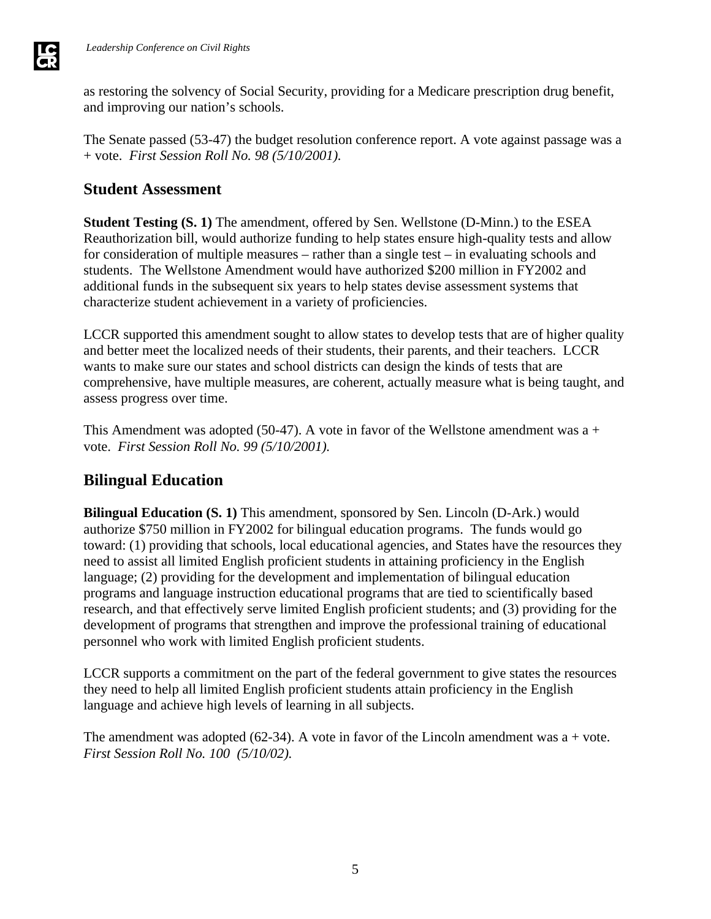as restoring the solvency of Social Security, providing for a Medicare prescription drug benefit, and improving our nation's schools.

The Senate passed (53-47) the budget resolution conference report. A vote against passage was a + vote. *First Session Roll No. 98 (5/10/2001).*

## Student Assessment

**Student Testing (S. 1)** The amendment, offered by Sen. Wellstone (D-Minn.) to the ESEA Reauthorization bill, would authorize funding to help states ensure high-quality tests and allow for consideration of multiple measures – rather than a single test – in evaluating schools and students. The Wellstone Amendment would have authorized $200 million in FY2002 and additional funds in the subsequent six years to help states devise assessment systems that characterize student achievement in a variety of proficiencies.

LCCR supported this amendment sought to allow states to develop tests that are of higher quality and better meet the localized needs of their students, their parents, and their teachers. LCCR wants to make sure our states and school districts can design the kinds of tests that are comprehensive, have multiple measures, are coherent, actually measure what is being taught, and assess progress over time.

This Amendment was adopted (50-47). A vote in favor of the Wellstone amendment was a + vote. *First Session Roll No. 99 (5/10/2001).*

## Bilingual Education

**Bilingual Education (S. 1)** This amendment, sponsored by Sen. Lincoln (D-Ark.) would authorize $750 million in FY2002 for bilingual education programs. The funds would go toward: (1) providing that schools, local educational agencies, and States have the resources they need to assist all limited English proficient students in attaining proficiency in the English language; (2) providing for the development and implementation of bilingual education programs and language instruction educational programs that are tied to scientifically based research, and that effectively serve limited English proficient students; and (3) providing for the development of programs that strengthen and improve the professional training of educational personnel who work with limited English proficient students.

LCCR supports a commitment on the part of the federal government to give states the resources they need to help all limited English proficient students attain proficiency in the English language and achieve high levels of learning in all subjects.

The amendment was adopted (62-34). A vote in favor of the Lincoln amendment was a + vote. *First Session Roll No. 100 (5/10/02).*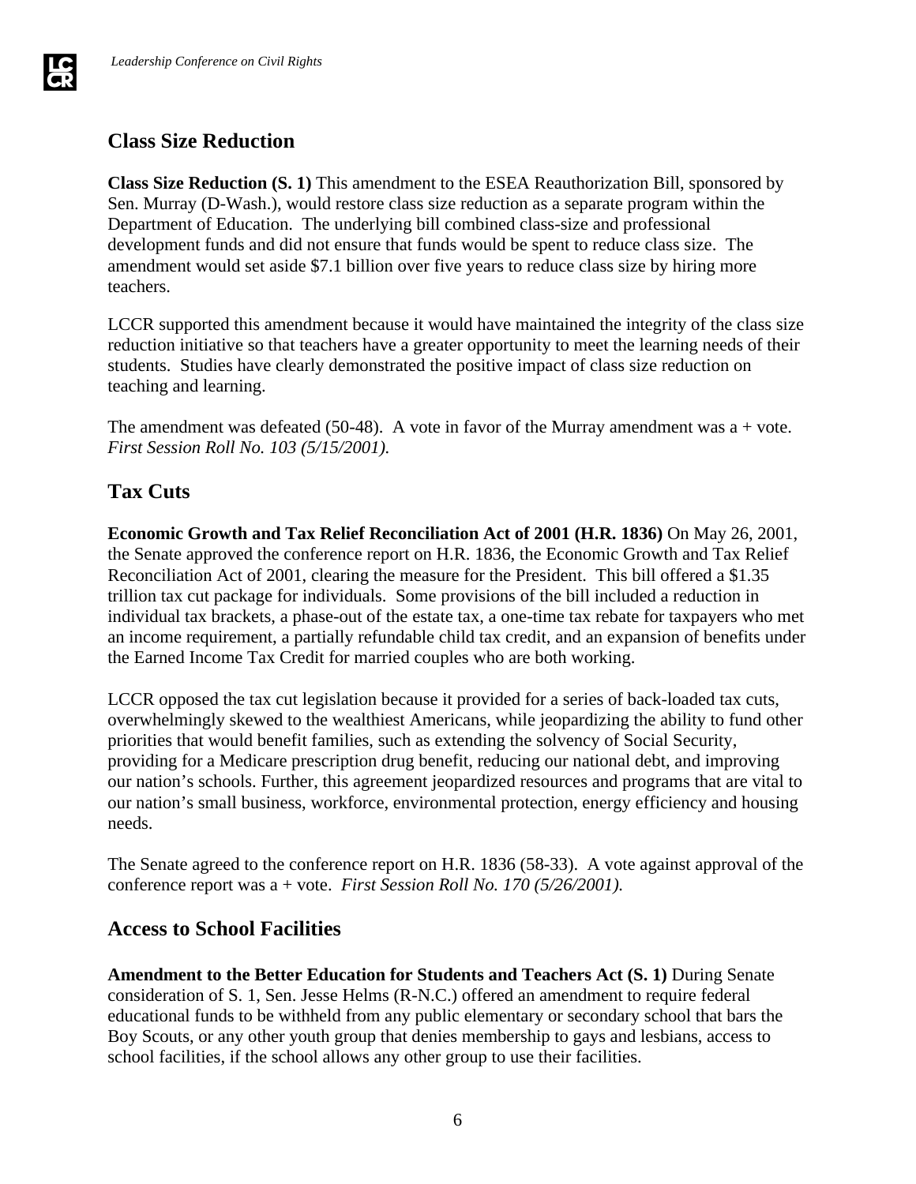## Class Size Reduction

**Class Size Reduction (S. 1)** This amendment to the ESEA Reauthorization Bill, sponsored by Sen. Murray (D-Wash.), would restore class size reduction as a separate program within the Department of Education. The underlying bill combined class-size and professional development funds and did not ensure that funds would be spent to reduce class size. The amendment would set aside $7.1 billion over five years to reduce class size by hiring more teachers.

LCCR supported this amendment because it would have maintained the integrity of the class size reduction initiative so that teachers have a greater opportunity to meet the learning needs of their students. Studies have clearly demonstrated the positive impact of class size reduction on teaching and learning.

The amendment was defeated (50-48). A vote in favor of the Murray amendment was a + vote. *First Session Roll No. 103 (5/15/2001).*

## Tax Cuts

**Economic Growth and Tax Relief Reconciliation Act of 2001 (H.R. 1836)** On May 26, 2001, the Senate approved the conference report on H.R. 1836, the Economic Growth and Tax Relief Reconciliation Act of 2001, clearing the measure for the President. This bill offered a $1.35 trillion tax cut package for individuals. Some provisions of the bill included a reduction in individual tax brackets, a phase-out of the estate tax, a one-time tax rebate for taxpayers who met an income requirement, a partially refundable child tax credit, and an expansion of benefits under the Earned Income Tax Credit for married couples who are both working.

LCCR opposed the tax cut legislation because it provided for a series of back-loaded tax cuts, overwhelmingly skewed to the wealthiest Americans, while jeopardizing the ability to fund other priorities that would benefit families, such as extending the solvency of Social Security, providing for a Medicare prescription drug benefit, reducing our national debt, and improving our nation's schools. Further, this agreement jeopardized resources and programs that are vital to our nation's small business, workforce, environmental protection, energy efficiency and housing needs.

The Senate agreed to the conference report on H.R. 1836 (58-33). A vote against approval of the conference report was a + vote. *First Session Roll No. 170 (5/26/2001).*

## Access to School Facilities

**Amendment to the Better Education for Students and Teachers Act (S. 1)** During Senate consideration of S. 1, Sen. Jesse Helms (R-N.C.) offered an amendment to require federal educational funds to be withheld from any public elementary or secondary school that bars the Boy Scouts, or any other youth group that denies membership to gays and lesbians, access to school facilities, if the school allows any other group to use their facilities.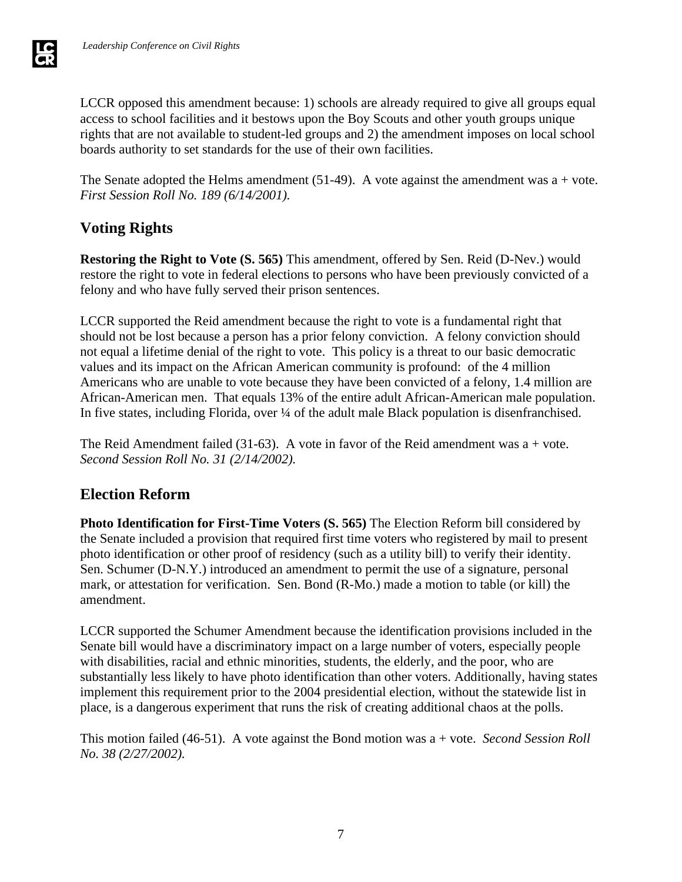LCCR opposed this amendment because: 1) schools are already required to give all groups equal access to school facilities and it bestows upon the Boy Scouts and other youth groups unique rights that are not available to student-led groups and 2) the amendment imposes on local school boards authority to set standards for the use of their own facilities.

The Senate adopted the Helms amendment (51-49). A vote against the amendment was a + vote. *First Session Roll No. 189 (6/14/2001).*

## Voting Rights

**Restoring the Right to Vote (S. 565)** This amendment, offered by Sen. Reid (D-Nev.) would restore the right to vote in federal elections to persons who have been previously convicted of a felony and who have fully served their prison sentences.

LCCR supported the Reid amendment because the right to vote is a fundamental right that should not be lost because a person has a prior felony conviction. A felony conviction should not equal a lifetime denial of the right to vote. This policy is a threat to our basic democratic values and its impact on the African American community is profound: of the 4 million Americans who are unable to vote because they have been convicted of a felony, 1.4 million are African-American men. That equals 13% of the entire adult African-American male population. In five states, including Florida, over ¼ of the adult male Black population is disenfranchised.

The Reid Amendment failed (31-63). A vote in favor of the Reid amendment was a + vote. *Second Session Roll No. 31 (2/14/2002).*

## Election Reform

**Photo Identification for First-Time Voters (S. 565)** The Election Reform bill considered by the Senate included a provision that required first time voters who registered by mail to present photo identification or other proof of residency (such as a utility bill) to verify their identity. Sen. Schumer (D-N.Y.) introduced an amendment to permit the use of a signature, personal mark, or attestation for verification. Sen. Bond (R-Mo.) made a motion to table (or kill) the amendment.

LCCR supported the Schumer Amendment because the identification provisions included in the Senate bill would have a discriminatory impact on a large number of voters, especially people with disabilities, racial and ethnic minorities, students, the elderly, and the poor, who are substantially less likely to have photo identification than other voters. Additionally, having states implement this requirement prior to the 2004 presidential election, without the statewide list in place, is a dangerous experiment that runs the risk of creating additional chaos at the polls.

This motion failed (46-51). A vote against the Bond motion was a + vote. *Second Session Roll No. 38 (2/27/2002).*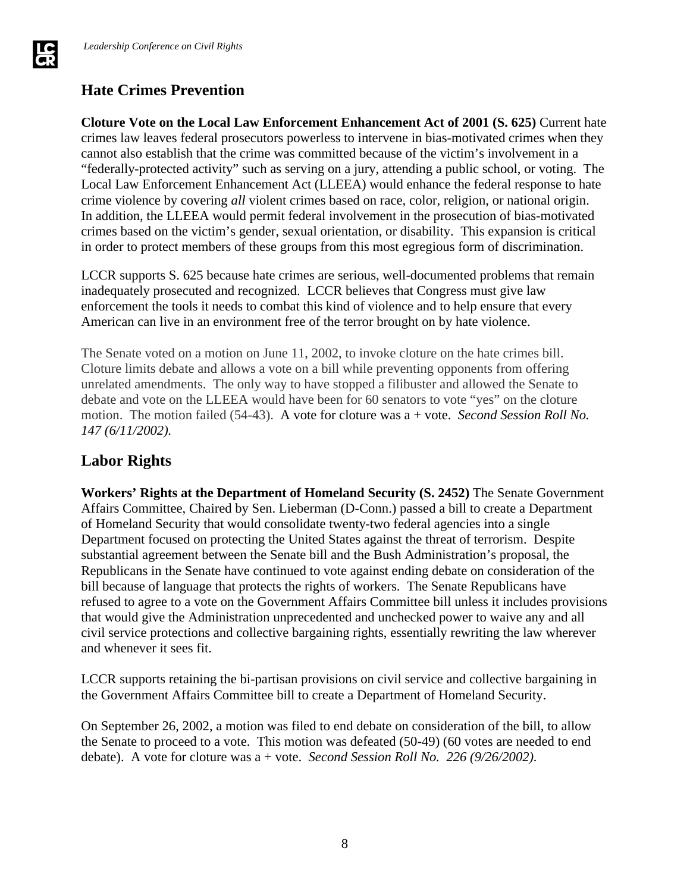## Hate Crimes Prevention

**Cloture Vote on the Local Law Enforcement Enhancement Act of 2001 (S. 625)** Current hate crimes law leaves federal prosecutors powerless to intervene in bias-motivated crimes when they cannot also establish that the crime was committed because of the victim's involvement in a "federally-protected activity" such as serving on a jury, attending a public school, or voting. The Local Law Enforcement Enhancement Act (LLEEA) would enhance the federal response to hate crime violence by covering *all* violent crimes based on race, color, religion, or national origin. In addition, the LLEEA would permit federal involvement in the prosecution of bias-motivated crimes based on the victim's gender, sexual orientation, or disability. This expansion is critical in order to protect members of these groups from this most egregious form of discrimination.

LCCR supports S. 625 because hate crimes are serious, well-documented problems that remain inadequately prosecuted and recognized. LCCR believes that Congress must give law enforcement the tools it needs to combat this kind of violence and to help ensure that every American can live in an environment free of the terror brought on by hate violence.

The Senate voted on a motion on June 11, 2002, to invoke cloture on the hate crimes bill. Cloture limits debate and allows a vote on a bill while preventing opponents from offering unrelated amendments. The only way to have stopped a filibuster and allowed the Senate to debate and vote on the LLEEA would have been for 60 senators to vote "yes" on the cloture motion. The motion failed (54-43). A vote for cloture was a + vote. *Second Session Roll No. 147 (6/11/2002).*

## Labor Rights

**Workers' Rights at the Department of Homeland Security (S. 2452)** The Senate Government Affairs Committee, Chaired by Sen. Lieberman (D-Conn.) passed a bill to create a Department of Homeland Security that would consolidate twenty-two federal agencies into a single Department focused on protecting the United States against the threat of terrorism. Despite substantial agreement between the Senate bill and the Bush Administration's proposal, the Republicans in the Senate have continued to vote against ending debate on consideration of the bill because of language that protects the rights of workers. The Senate Republicans have refused to agree to a vote on the Government Affairs Committee bill unless it includes provisions that would give the Administration unprecedented and unchecked power to waive any and all civil service protections and collective bargaining rights, essentially rewriting the law wherever and whenever it sees fit.

LCCR supports retaining the bi-partisan provisions on civil service and collective bargaining in the Government Affairs Committee bill to create a Department of Homeland Security.

On September 26, 2002, a motion was filed to end debate on consideration of the bill, to allow the Senate to proceed to a vote. This motion was defeated (50-49) (60 votes are needed to end debate). A vote for cloture was a + vote. *Second Session Roll No. 226 (9/26/2002).*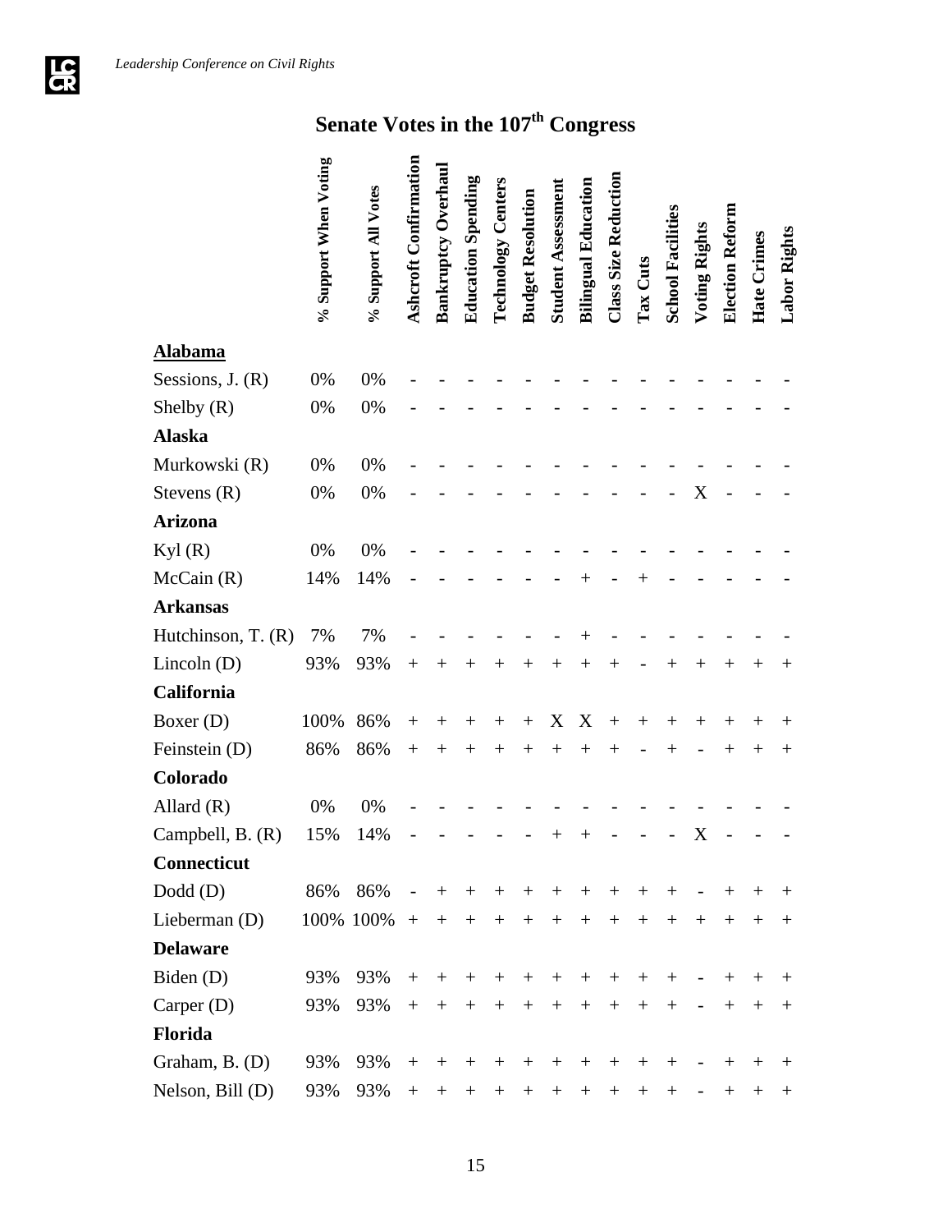# Senate Votes in the 107th Congress

| | % Support When Voting | % Support All Votes | Ashcroft Confirmation | Bankruptcy Overhaul | Education Spending | Technology Centers | Budget Resolution | Student Assessment | Bilingual Education | Class Size Reduction | Tax Cuts | School Facilities | Voting Rights | Election Reform | Hate Crimes | Labor Rights |
|---|---|---|---|---|---|---|---|---|---|---|---|---|---|---|---|---|
| **Alabama** | | | | | | | | | | | | | | | | |
| Sessions, J. (R) | 0% | 0% | - | - | - | - | - | - | - | - | - | - | - | - | - | - |
| Shelby (R) | 0% | 0% | - | - | - | - | - | - | - | - | - | - | - | - | - | - |
| **Alaska** | | | | | | | | | | | | | | | | |
| Murkowski (R) | 0% | 0% | - | - | - | - | - | - | - | - | - | - | - | - | - | - |
| Stevens (R) | 0% | 0% | - | - | - | - | - | - | - | - | - | - | X | - | - | - |
| **Arizona** | | | | | | | | | | | | | | | | |
| Kyl (R) | 0% | 0% | - | - | - | - | - | - | - | - | - | - | - | - | - | - |
| McCain (R) | 14% | 14% | - | - | - | - | - | - | + | - | + | - | - | - | - | - |
| **Arkansas** | | | | | | | | | | | | | | | | |
| Hutchinson, T. (R) | 7% | 7% | - | - | - | - | - | - | + | - | - | - | - | - | - | - |
| Lincoln (D) | 93% | 93% | + | + | + | + | + | + | + | + | - | + | + | + | + | + |
| **California** | | | | | | | | | | | | | | | | |
| Boxer (D) | 100% | 86% | + | + | + | + | + | X | X | + | + | + | + | + | + | + |
| Feinstein (D) | 86% | 86% | + | + | + | + | + | + | + | + | - | + | - | + | + | + |
| **Colorado** | | | | | | | | | | | | | | | | |
| Allard (R) | 0% | 0% | - | - | - | - | - | - | - | - | - | - | - | - | - | - |
| Campbell, B. (R) | 15% | 14% | - | - | - | - | - | + | + | - | - | - | X | - | - | - |
| **Connecticut** | | | | | | | | | | | | | | | | |
| Dodd (D) | 86% | 86% | - | + | + | + | + | + | + | + | + | + | - | + | + | + |
| Lieberman (D) | 100% | 100% | + | + | + | + | + | + | + | + | + | + | + | + | + | + |
| **Delaware** | | | | | | | | | | | | | | | | |
| Biden (D) | 93% | 93% | + | + | + | + | + | + | + | + | + | + | - | + | + | + |
| Carper (D) | 93% | 93% | + | + | + | + | + | + | + | + | + | + | - | + | + | + |
| **Florida** | | | | | | | | | | | | | | | | |
| Graham, B. (D) | 93% | 93% | + | + | + | + | + | + | + | + | + | + | - | + | + | + |
| Nelson, Bill (D) | 93% | 93% | + | + | + | + | + | + | + | + | + | + | - | + | + | + |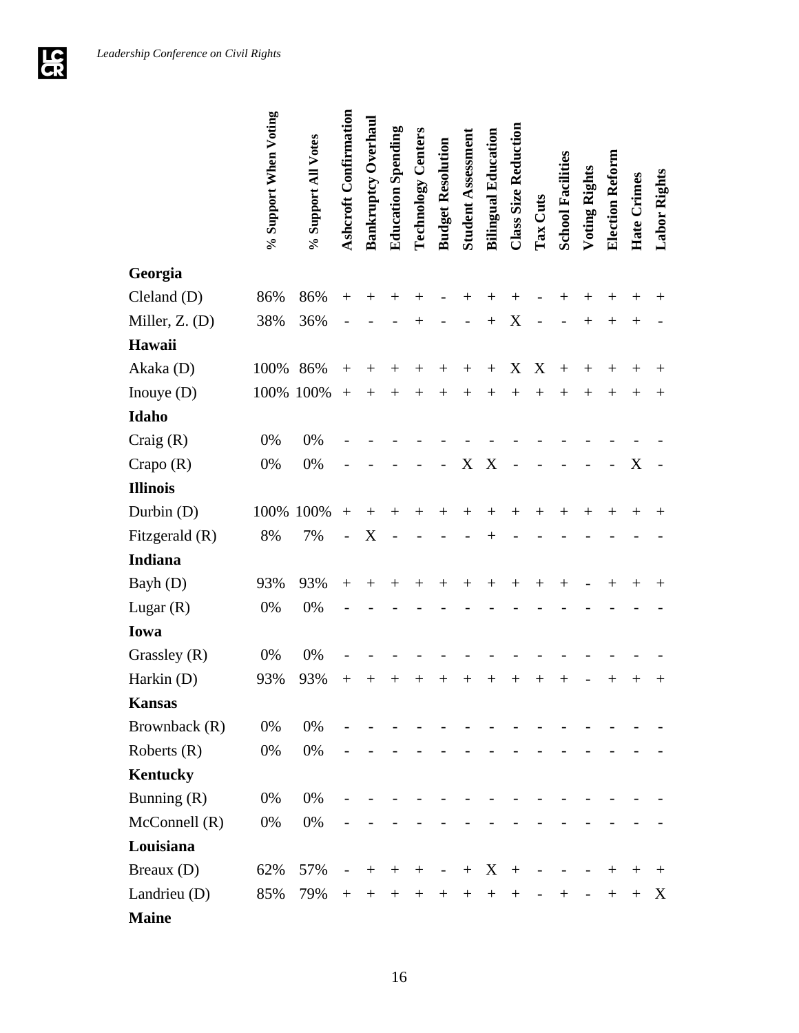| | % Support When Voting | % Support All Votes | Ashcroft Confirmation | Bankruptcy Overhaul | Education Spending | Technology Centers | Budget Resolution | Student Assessment | Bilingual Education | Class Size Reduction | Tax Cuts | School Facilities | Voting Rights | Election Reform | Hate Crimes | Labor Rights |
|---|---|---|---|---|---|---|---|---|---|---|---|---|---|---|---|---|
| **Georgia** | | | | | | | | | | | | | | | | |
| Cleland (D) | 86% | 86% | + | + | + | + | - | + | + | + | - | + | + | + | + | + |
| Miller, Z. (D) | 38% | 36% | - | - | - | + | - | - | + | X | - | - | + | + | + | - |
| **Hawaii** | | | | | | | | | | | | | | | | |
| Akaka (D) | 100% | 86% | + | + | + | + | + | + | + | X | X | + | + | + | + | + |
| Inouye (D) | 100% | 100% | + | + | + | + | + | + | + | + | + | + | + | + | + | + |
| **Idaho** | | | | | | | | | | | | | | | | |
| Craig (R) | 0% | 0% | - | - | - | - | - | - | - | - | - | - | - | - | - | - |
| Crapo (R) | 0% | 0% | - | - | - | - | - | X | X | - | - | - | - | - | X | - |
| **Illinois** | | | | | | | | | | | | | | | | |
| Durbin (D) | 100% | 100% | + | + | + | + | + | + | + | + | + | + | + | + | + | + |
| Fitzgerald (R) | 8% | 7% | - | X | - | - | - | - | + | - | - | - | - | - | - | - |
| **Indiana** | | | | | | | | | | | | | | | | |
| Bayh (D) | 93% | 93% | + | + | + | + | + | + | + | + | + | + | - | + | + | + |
| Lugar (R) | 0% | 0% | - | - | - | - | - | - | - | - | - | - | - | - | - | - |
| **Iowa** | | | | | | | | | | | | | | | | |
| Grassley (R) | 0% | 0% | - | - | - | - | - | - | - | - | - | - | - | - | - | - |
| Harkin (D) | 93% | 93% | + | + | + | + | + | + | + | + | + | + | - | + | + | + |
| **Kansas** | | | | | | | | | | | | | | | | |
| Brownback (R) | 0% | 0% | - | - | - | - | - | - | - | - | - | - | - | - | - | - |
| Roberts (R) | 0% | 0% | - | - | - | - | - | - | - | - | - | - | - | - | - | - |
| **Kentucky** | | | | | | | | | | | | | | | | |
| Bunning (R) | 0% | 0% | - | - | - | - | - | - | - | - | - | - | - | - | - | - |
| McConnell (R) | 0% | 0% | - | - | - | - | - | - | - | - | - | - | - | - | - | - |
| **Louisiana** | | | | | | | | | | | | | | | | |
| Breaux (D) | 62% | 57% | - | + | + | + | - | + | X | + | - | - | - | + | + | + |
| Landrieu (D) | 85% | 79% | + | + | + | + | + | + | + | + | - | + | - | + | + | X |
| **Maine** | | | | | | | | | | | | | | | | |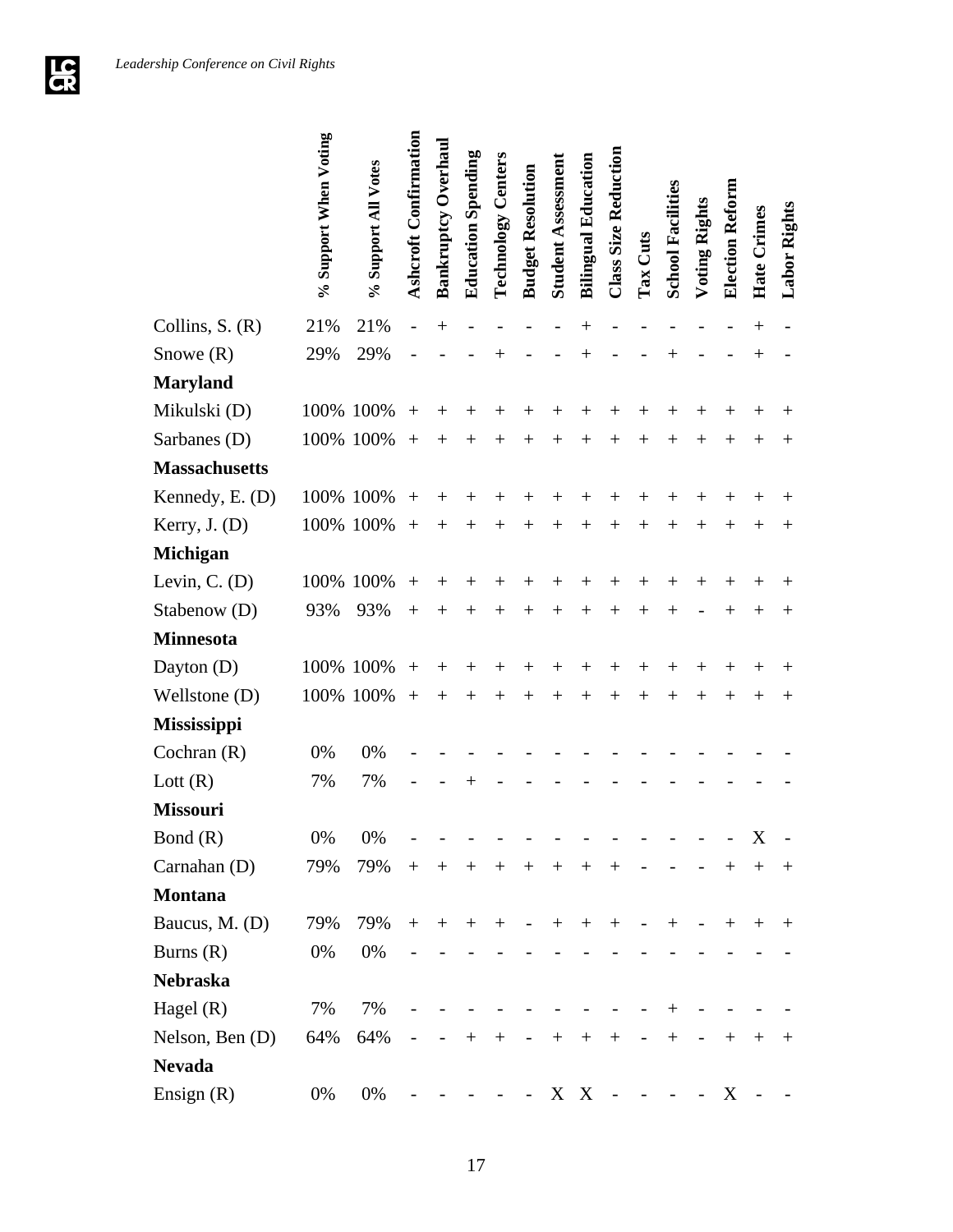| | % Support When Voting | % Support All Votes | Ashcroft Confirmation | Bankruptcy Overhaul | Education Spending | Technology Centers | Budget Resolution | Student Assessment | Bilingual Education | Class Size Reduction | Tax Cuts | School Facilities | Voting Rights | Election Reform | Hate Crimes | Labor Rights |
|---|---|---|---|---|---|---|---|---|---|---|---|---|---|---|---|---|
| Collins, S. (R) | 21% | 21% | - | + | - | - | - | - | + | - | - | - | - | - | + | - |
| Snowe (R) | 29% | 29% | - | - | - | + | - | - | + | - | - | + | - | - | + | - |
| **Maryland** | | | | | | | | | | | | | | | | |
| Mikulski (D) | 100% | 100% | + | + | + | + | + | + | + | + | + | + | + | + | + | + |
| Sarbanes (D) | 100% | 100% | + | + | + | + | + | + | + | + | + | + | + | + | + | + |
| **Massachusetts** | | | | | | | | | | | | | | | | |
| Kennedy, E. (D) | 100% | 100% | + | + | + | + | + | + | + | + | + | + | + | + | + | + |
| Kerry, J. (D) | 100% | 100% | + | + | + | + | + | + | + | + | + | + | + | + | + | + |
| **Michigan** | | | | | | | | | | | | | | | | |
| Levin, C. (D) | 100% | 100% | + | + | + | + | + | + | + | + | + | + | + | + | + | + |
| Stabenow (D) | 93% | 93% | + | + | + | + | + | + | + | + | + | + | - | + | + | + |
| **Minnesota** | | | | | | | | | | | | | | | | |
| Dayton (D) | 100% | 100% | + | + | + | + | + | + | + | + | + | + | + | + | + | + |
| Wellstone (D) | 100% | 100% | + | + | + | + | + | + | + | + | + | + | + | + | + | + |
| **Mississippi** | | | | | | | | | | | | | | | | |
| Cochran (R) | 0% | 0% | - | - | - | - | - | - | - | - | - | - | - | - | - | - |
| Lott (R) | 7% | 7% | - | - | + | - | - | - | - | - | - | - | - | - | - | - |
| **Missouri** | | | | | | | | | | | | | | | | |
| Bond (R) | 0% | 0% | - | - | - | - | - | - | - | - | - | - | - | - | X | - |
| Carnahan (D) | 79% | 79% | + | + | + | + | + | + | + | + | - | - | - | + | + | + |
| **Montana** | | | | | | | | | | | | | | | | |
| Baucus, M. (D) | 79% | 79% | + | + | + | + | - | + | + | + | - | + | - | + | + | + |
| Burns (R) | 0% | 0% | - | - | - | - | - | - | - | - | - | - | - | - | - | - |
| **Nebraska** | | | | | | | | | | | | | | | | |
| Hagel (R) | 7% | 7% | - | - | - | - | - | - | - | - | - | + | - | - | - | - |
| Nelson, Ben (D) | 64% | 64% | - | - | + | + | - | + | + | + | - | + | - | + | + | + |
| **Nevada** | | | | | | | | | | | | | | | | |
| Ensign (R) | 0% | 0% | - | - | - | - | - | X | X | - | - | - | - | X | - | - |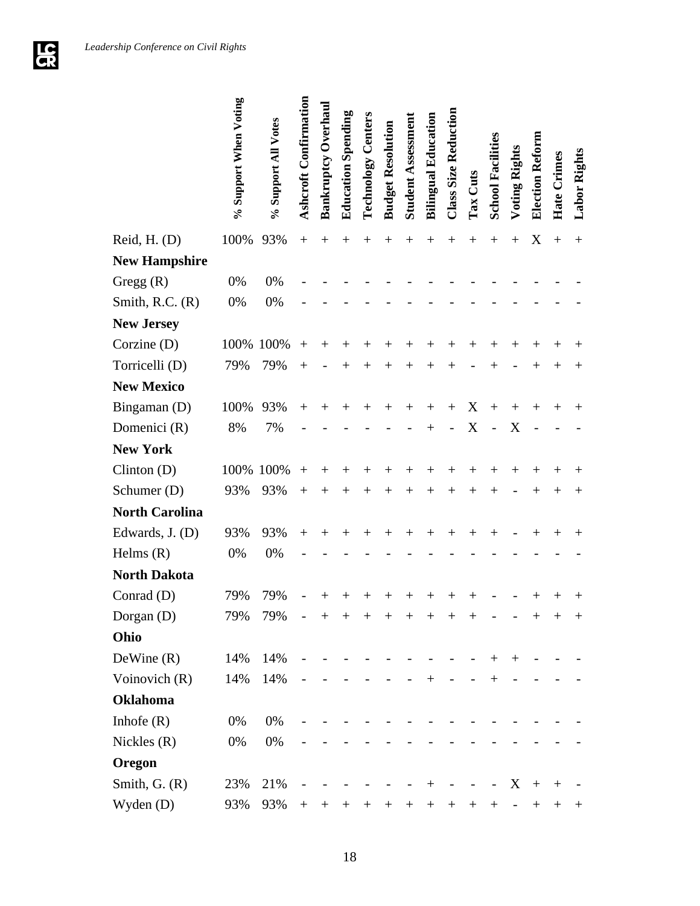| | % Support When Voting | % Support All Votes | Ashcroft Confirmation | Bankruptcy Overhaul | Education Spending | Technology Centers | Budget Resolution | Student Assessment | Bilingual Education | Class Size Reduction | Tax Cuts | School Facilities | Voting Rights | Election Reform | Hate Crimes | Labor Rights |
|---|---|---|---|---|---|---|---|---|---|---|---|---|---|---|---|---|
| Reid, H. (D) | 100% | 93% | + | + | + | + | + | + | + | + | + | + | + | X | + | + |
| **New Hampshire** | | | | | | | | | | | | | | | | |
| Gregg (R) | 0% | 0% | - | - | - | - | - | - | - | - | - | - | - | - | - | - |
| Smith, R.C. (R) | 0% | 0% | - | - | - | - | - | - | - | - | - | - | - | - | - | - |
| **New Jersey** | | | | | | | | | | | | | | | | |
| Corzine (D) | 100% | 100% | + | + | + | + | + | + | + | + | + | + | + | + | + | + |
| Torricelli (D) | 79% | 79% | + | - | + | + | + | + | + | + | - | + | - | + | + | + |
| **New Mexico** | | | | | | | | | | | | | | | | |
| Bingaman (D) | 100% | 93% | + | + | + | + | + | + | + | + | X | + | + | + | + | + |
| Domenici (R) | 8% | 7% | - | - | - | - | - | - | + | - | X | - | X | - | - | - |
| **New York** | | | | | | | | | | | | | | | | |
| Clinton (D) | 100% | 100% | + | + | + | + | + | + | + | + | + | + | + | + | + | + |
| Schumer (D) | 93% | 93% | + | + | + | + | + | + | + | + | + | + | - | + | + | + |
| **North Carolina** | | | | | | | | | | | | | | | | |
| Edwards, J. (D) | 93% | 93% | + | + | + | + | + | + | + | + | + | + | - | + | + | + |
| Helms (R) | 0% | 0% | - | - | - | - | - | - | - | - | - | - | - | - | - | - |
| **North Dakota** | | | | | | | | | | | | | | | | |
| Conrad (D) | 79% | 79% | - | + | + | + | + | + | + | + | + | - | - | + | + | + |
| Dorgan (D) | 79% | 79% | - | + | + | + | + | + | + | + | + | - | - | + | + | + |
| **Ohio** | | | | | | | | | | | | | | | | |
| DeWine (R) | 14% | 14% | - | - | - | - | - | - | - | - | - | + | + | - | - | - |
| Voinovich (R) | 14% | 14% | - | - | - | - | - | - | + | - | - | + | - | - | - | - |
| **Oklahoma** | | | | | | | | | | | | | | | | |
| Inhofe (R) | 0% | 0% | - | - | - | - | - | - | - | - | - | - | - | - | - | - |
| Nickles (R) | 0% | 0% | - | - | - | - | - | - | - | - | - | - | - | - | - | - |
| **Oregon** | | | | | | | | | | | | | | | | |
| Smith, G. (R) | 23% | 21% | - | - | - | - | - | - | + | - | - | - | X | + | + | - |
| Wyden (D) | 93% | 93% | + | + | + | + | + | + | + | + | + | + | - | + | + | + |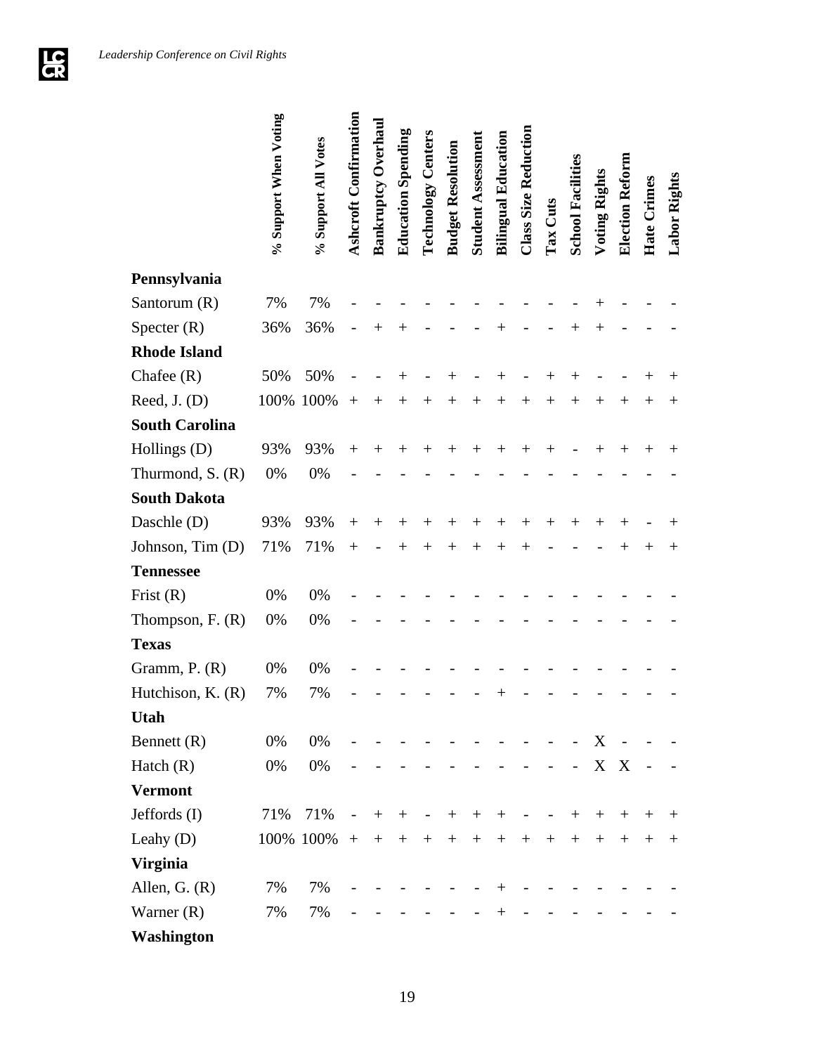| | % Support When Voting | % Support All Votes | Ashcroft Confirmation | Bankruptcy Overhaul | Education Spending | Technology Centers | Budget Resolution | Student Assessment | Bilingual Education | Class Size Reduction | Tax Cuts | School Facilities | Voting Rights | Election Reform | Hate Crimes | Labor Rights |
|---|---|---|---|---|---|---|---|---|---|---|---|---|---|---|---|---|
| **Pennsylvania** | | | | | | | | | | | | | | | | |
| Santorum (R) | 7% | 7% | - | - | - | - | - | - | - | - | - | - | + | - | - | - |
| Specter (R) | 36% | 36% | - | + | + | - | - | - | + | - | - | + | + | - | - | - |
| **Rhode Island** | | | | | | | | | | | | | | | | |
| Chafee (R) | 50% | 50% | - | - | + | - | + | - | + | - | + | + | - | - | + | + |
| Reed, J. (D) | 100% | 100% | + | + | + | + | + | + | + | + | + | + | + | + | + | + |
| **South Carolina** | | | | | | | | | | | | | | | | |
| Hollings (D) | 93% | 93% | + | + | + | + | + | + | + | + | + | - | + | + | + | + |
| Thurmond, S. (R) | 0% | 0% | - | - | - | - | - | - | - | - | - | - | - | - | - | - |
| **South Dakota** | | | | | | | | | | | | | | | | |
| Daschle (D) | 93% | 93% | + | + | + | + | + | + | + | + | + | + | + | + | - | + |
| Johnson, Tim (D) | 71% | 71% | + | - | + | + | + | + | + | + | - | - | - | + | + | + |
| **Tennessee** | | | | | | | | | | | | | | | | |
| Frist (R) | 0% | 0% | - | - | - | - | - | - | - | - | - | - | - | - | - | - |
| Thompson, F. (R) | 0% | 0% | - | - | - | - | - | - | - | - | - | - | - | - | - | - |
| **Texas** | | | | | | | | | | | | | | | | |
| Gramm, P. (R) | 0% | 0% | - | - | - | - | - | - | - | - | - | - | - | - | - | - |
| Hutchison, K. (R) | 7% | 7% | - | - | - | - | - | - | + | - | - | - | - | - | - | - |
| **Utah** | | | | | | | | | | | | | | | | |
| Bennett (R) | 0% | 0% | - | - | - | - | - | - | - | - | - | - | X | - | - | - |
| Hatch (R) | 0% | 0% | - | - | - | - | - | - | - | - | - | - | X | X | - | - |
| **Vermont** | | | | | | | | | | | | | | | | |
| Jeffords (I) | 71% | 71% | - | + | + | - | + | + | + | - | - | + | + | + | + | + |
| Leahy (D) | 100% | 100% | + | + | + | + | + | + | + | + | + | + | + | + | + | + |
| **Virginia** | | | | | | | | | | | | | | | | |
| Allen, G. (R) | 7% | 7% | - | - | - | - | - | - | + | - | - | - | - | - | - | - |
| Warner (R) | 7% | 7% | - | - | - | - | - | - | + | - | - | - | - | - | - | - |
| **Washington** | | | | | | | | | | | | | | | | |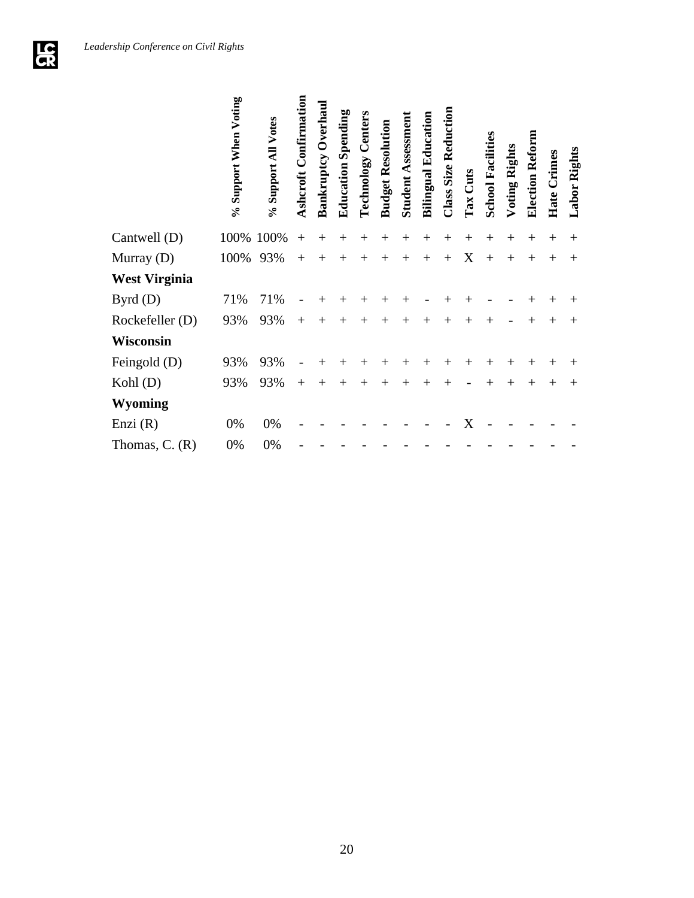| | % Support When Voting | % Support All Votes | Ashcroft Confirmation | Bankruptcy Overhaul | Education Spending | Technology Centers | Budget Resolution | Student Assessment | Bilingual Education | Class Size Reduction | Tax Cuts | School Facilities | Voting Rights | Election Reform | Hate Crimes | Labor Rights |
|---|---|---|---|---|---|---|---|---|---|---|---|---|---|---|---|---|
| Cantwell (D) | 100% | 100% | + | + | + | + | + | + | + | + | + | + | + | + | + | + |
| Murray (D) | 100% | 93% | + | + | + | + | + | + | + | + | X | + | + | + | + | + |
| **West Virginia** | | | | | | | | | | | | | | | | |
| Byrd (D) | 71% | 71% | - | + | + | + | + | + | - | + | + | - | - | + | + | + |
| Rockefeller (D) | 93% | 93% | + | + | + | + | + | + | + | + | + | + | - | + | + | + |
| **Wisconsin** | | | | | | | | | | | | | | | | |
| Feingold (D) | 93% | 93% | - | + | + | + | + | + | + | + | + | + | + | + | + | + |
| Kohl (D) | 93% | 93% | + | + | + | + | + | + | + | + | - | + | + | + | + | + |
| **Wyoming** | | | | | | | | | | | | | | | | |
| Enzi (R) | 0% | 0% | - | - | - | - | - | - | - | - | X | - | - | - | - | - |
| Thomas, C. (R) | 0% | 0% | - | - | - | - | - | - | - | - | - | - | - | - | - | - |